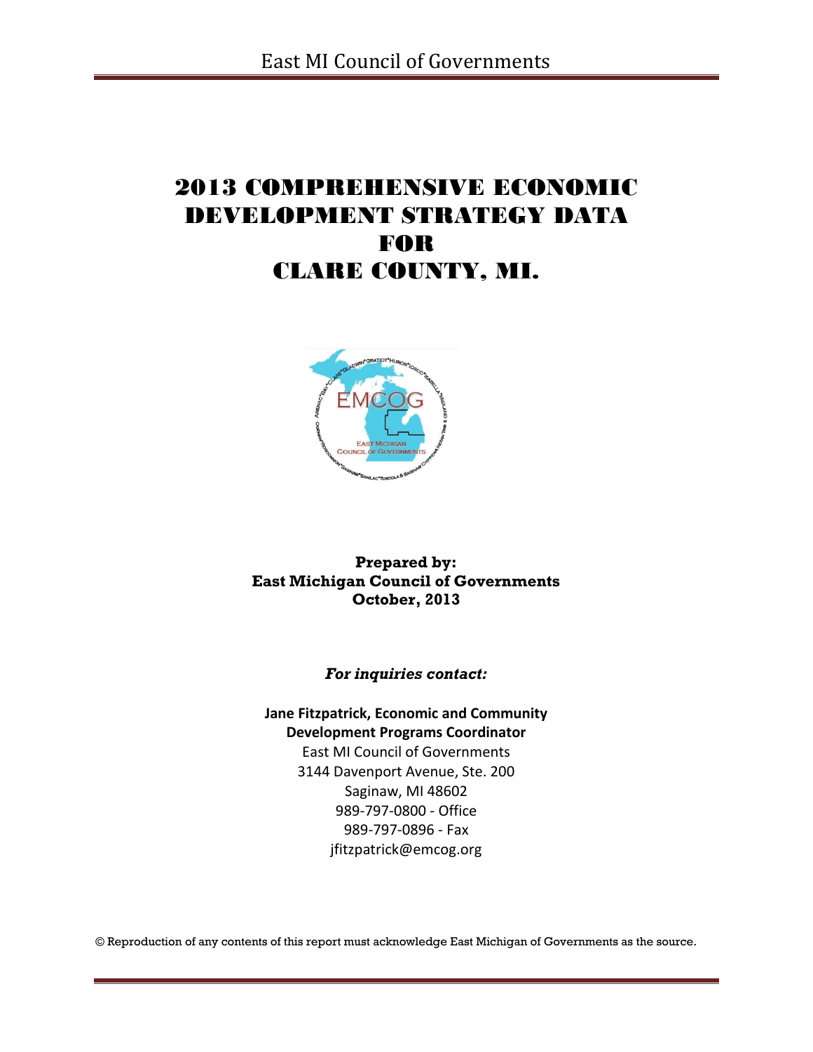# 2013 COMPREHENSIVE ECONOMIC DEVELOPMENT STRATEGY DATA FOR CLARE COUNTY, MI.

**Prepared by:**
**East Michigan Council of Governments**
**October, 2013**

***For inquiries contact:***

**Jane Fitzpatrick, Economic and Community Development Programs Coordinator**
East MI Council of Governments
3144 Davenport Avenue, Ste. 200
Saginaw, MI 48602
989-797-0800 - Office
989-797-0896 - Fax
jfitzpatrick@emcog.org

© Reproduction of any contents of this report must acknowledge East Michigan of Governments as the source.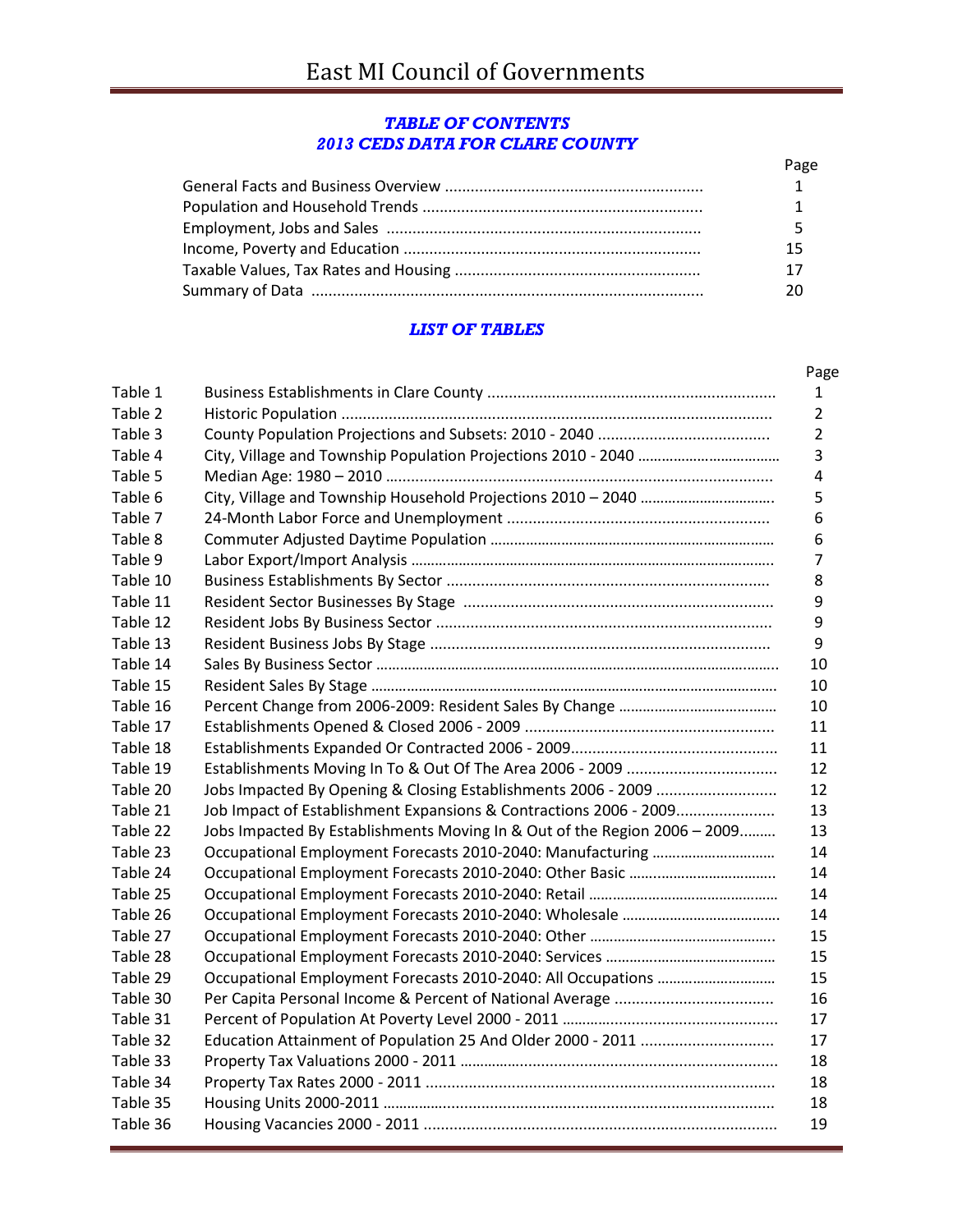## TABLE OF CONTENTS
## 2013 CEDS DATA FOR CLARE COUNTY

| | Page |
|---|---|
| General Facts and Business Overview | 1 |
| Population and Household Trends | 1 |
| Employment, Jobs and Sales | 5 |
| Income, Poverty and Education | 15 |
| Taxable Values, Tax Rates and Housing | 17 |
| Summary of Data | 20 |

## LIST OF TABLES

| | | Page |
|---|---|---|
| Table 1 | Business Establishments in Clare County | 1 |
| Table 2 | Historic Population | 2 |
| Table 3 | County Population Projections and Subsets: 2010 - 2040 | 2 |
| Table 4 | City, Village and Township Population Projections 2010 - 2040 | 3 |
| Table 5 | Median Age: 1980 – 2010 | 4 |
| Table 6 | City, Village and Township Household Projections 2010 – 2040 | 5 |
| Table 7 | 24-Month Labor Force and Unemployment | 6 |
| Table 8 | Commuter Adjusted Daytime Population | 6 |
| Table 9 | Labor Export/Import Analysis | 7 |
| Table 10 | Business Establishments By Sector | 8 |
| Table 11 | Resident Sector Businesses By Stage | 9 |
| Table 12 | Resident Jobs By Business Sector | 9 |
| Table 13 | Resident Business Jobs By Stage | 9 |
| Table 14 | Sales By Business Sector | 10 |
| Table 15 | Resident Sales By Stage | 10 |
| Table 16 | Percent Change from 2006-2009: Resident Sales By Change | 10 |
| Table 17 | Establishments Opened & Closed 2006 - 2009 | 11 |
| Table 18 | Establishments Expanded Or Contracted 2006 - 2009 | 11 |
| Table 19 | Establishments Moving In To & Out Of The Area 2006 - 2009 | 12 |
| Table 20 | Jobs Impacted By Opening & Closing Establishments 2006 - 2009 | 12 |
| Table 21 | Job Impact of Establishment Expansions & Contractions 2006 - 2009 | 13 |
| Table 22 | Jobs Impacted By Establishments Moving In & Out of the Region 2006 – 2009 | 13 |
| Table 23 | Occupational Employment Forecasts 2010-2040: Manufacturing | 14 |
| Table 24 | Occupational Employment Forecasts 2010-2040: Other Basic | 14 |
| Table 25 | Occupational Employment Forecasts 2010-2040: Retail | 14 |
| Table 26 | Occupational Employment Forecasts 2010-2040: Wholesale | 14 |
| Table 27 | Occupational Employment Forecasts 2010-2040: Other | 15 |
| Table 28 | Occupational Employment Forecasts 2010-2040: Services | 15 |
| Table 29 | Occupational Employment Forecasts 2010-2040: All Occupations | 15 |
| Table 30 | Per Capita Personal Income & Percent of National Average | 16 |
| Table 31 | Percent of Population At Poverty Level 2000 - 2011 | 17 |
| Table 32 | Education Attainment of Population 25 And Older 2000 - 2011 | 17 |
| Table 33 | Property Tax Valuations 2000 - 2011 | 18 |
| Table 34 | Property Tax Rates 2000 - 2011 | 18 |
| Table 35 | Housing Units 2000-2011 | 18 |
| Table 36 | Housing Vacancies 2000 - 2011 | 19 |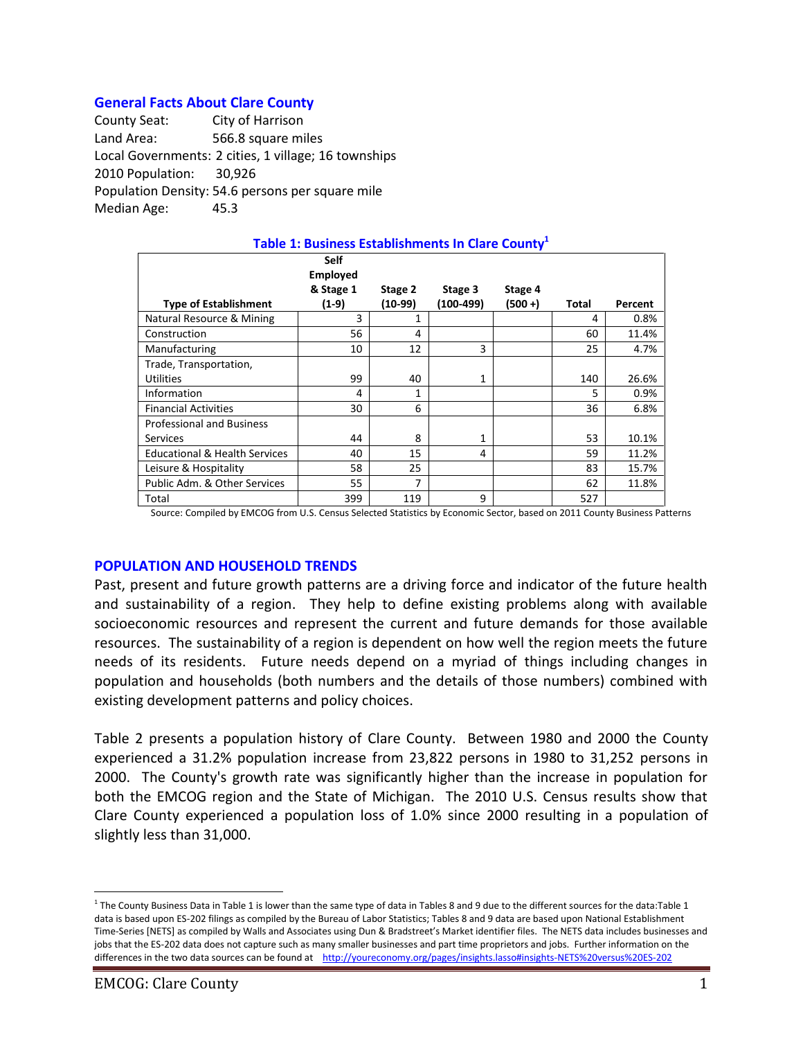## General Facts About Clare County

County Seat: City of Harrison
Land Area: 566.8 square miles
Local Governments: 2 cities, 1 village; 16 townships
2010 Population: 30,926
Population Density: 54.6 persons per square mile
Median Age: 45.3

**Table 1: Business Establishments In Clare County[1]**

| Type of Establishment | Self Employed & Stage 1 (1-9) | Stage 2 (10-99) | Stage 3 (100-499) | Stage 4 (500 +) | Total | Percent |
|---|---|---|---|---|---|---|
| Natural Resource & Mining | 3 | 1 | | | 4 | 0.8% |
| Construction | 56 | 4 | | | 60 | 11.4% |
| Manufacturing | 10 | 12 | 3 | | 25 | 4.7% |
| Trade, Transportation, Utilities | 99 | 40 | 1 | | 140 | 26.6% |
| Information | 4 | 1 | | | 5 | 0.9% |
| Financial Activities | 30 | 6 | | | 36 | 6.8% |
| Professional and Business Services | 44 | 8 | 1 | | 53 | 10.1% |
| Educational & Health Services | 40 | 15 | 4 | | 59 | 11.2% |
| Leisure & Hospitality | 58 | 25 | | | 83 | 15.7% |
| Public Adm. & Other Services | 55 | 7 | | | 62 | 11.8% |
| Total | 399 | 119 | 9 | | 527 | |

Source: Compiled by EMCOG from U.S. Census Selected Statistics by Economic Sector, based on 2011 County Business Patterns

## POPULATION AND HOUSEHOLD TRENDS

Past, present and future growth patterns are a driving force and indicator of the future health and sustainability of a region. They help to define existing problems along with available socioeconomic resources and represent the current and future demands for those available resources. The sustainability of a region is dependent on how well the region meets the future needs of its residents. Future needs depend on a myriad of things including changes in population and households (both numbers and the details of those numbers) combined with existing development patterns and policy choices.

Table 2 presents a population history of Clare County. Between 1980 and 2000 the County experienced a 31.2% population increase from 23,822 persons in 1980 to 31,252 persons in 2000. The County's growth rate was significantly higher than the increase in population for both the EMCOG region and the State of Michigan. The 2010 U.S. Census results show that Clare County experienced a population loss of 1.0% since 2000 resulting in a population of slightly less than 31,000.

---

[1] The County Business Data in Table 1 is lower than the same type of data in Tables 8 and 9 due to the different sources for the data:Table 1 data is based upon ES-202 filings as compiled by the Bureau of Labor Statistics; Tables 8 and 9 data are based upon National Establishment Time-Series [NETS] as compiled by Walls and Associates using Dun & Bradstreet's Market identifier files. The NETS data includes businesses and jobs that the ES-202 data does not capture such as many smaller businesses and part time proprietors and jobs. Further information on the differences in the two data sources can be found at http://youreconomy.org/pages/insights.lasso#insights-NETS%20versus%20ES-202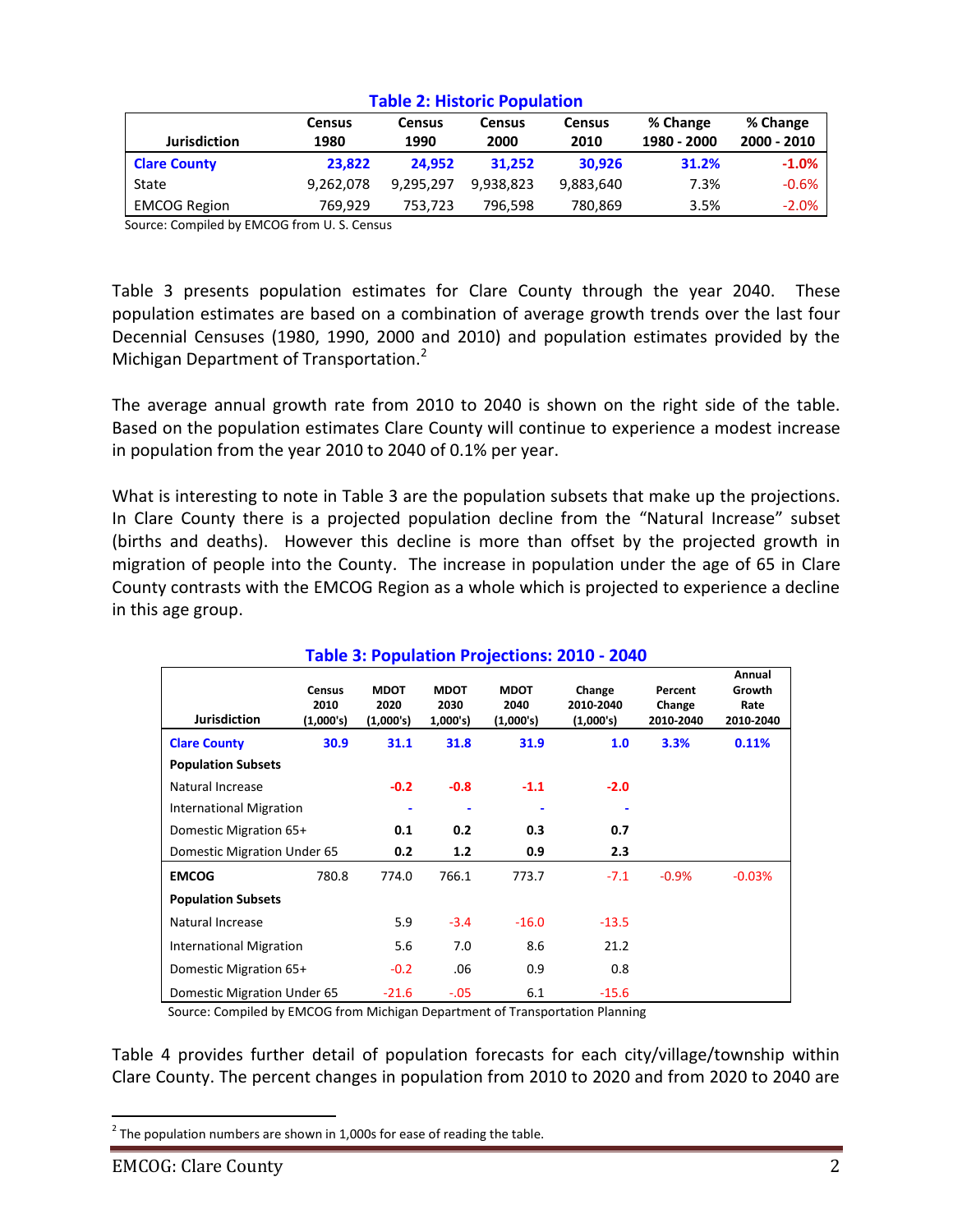**Table 2: Historic Population**

| Jurisdiction | Census 1980 | Census 1990 | Census 2000 | Census 2010 | % Change 1980 - 2000 | % Change 2000 - 2010 |
|---|---|---|---|---|---|---|
| **Clare County** | **23,822** | **24,952** | **31,252** | **30,926** | **31.2%** | **-1.0%** |
| State | 9,262,078 | 9,295,297 | 9,938,823 | 9,883,640 | 7.3% | -0.6% |
| EMCOG Region | 769,929 | 753,723 | 796,598 | 780,869 | 3.5% | -2.0% |

Source: Compiled by EMCOG from U. S. Census

Table 3 presents population estimates for Clare County through the year 2040. These population estimates are based on a combination of average growth trends over the last four Decennial Censuses (1980, 1990, 2000 and 2010) and population estimates provided by the Michigan Department of Transportation.[2]

The average annual growth rate from 2010 to 2040 is shown on the right side of the table. Based on the population estimates Clare County will continue to experience a modest increase in population from the year 2010 to 2040 of 0.1% per year.

What is interesting to note in Table 3 are the population subsets that make up the projections. In Clare County there is a projected population decline from the "Natural Increase" subset (births and deaths). However this decline is more than offset by the projected growth in migration of people into the County. The increase in population under the age of 65 in Clare County contrasts with the EMCOG Region as a whole which is projected to experience a decline in this age group.

**Table 3: Population Projections: 2010 - 2040**

| Jurisdiction | Census 2010 (1,000's) | MDOT 2020 (1,000's) | MDOT 2030 1,000's) | MDOT 2040 (1,000's) | Change 2010-2040 (1,000's) | Percent Change 2010-2040 | Annual Growth Rate 2010-2040 |
|---|---|---|---|---|---|---|---|
| **Clare County** | **30.9** | **31.1** | **31.8** | **31.9** | **1.0** | **3.3%** | **0.11%** |
| **Population Subsets** | | | | | | | |
| Natural Increase | | **-0.2** | **-0.8** | **-1.1** | **-2.0** | | |
| International Migration | | - | - | - | - | | |
| Domestic Migration 65+ | | **0.1** | **0.2** | **0.3** | **0.7** | | |
| Domestic Migration Under 65 | | **0.2** | **1.2** | **0.9** | **2.3** | | |
| **EMCOG** | 780.8 | 774.0 | 766.1 | 773.7 | -7.1 | -0.9% | -0.03% |
| **Population Subsets** | | | | | | | |
| Natural Increase | | 5.9 | -3.4 | -16.0 | -13.5 | | |
| International Migration | | 5.6 | 7.0 | 8.6 | 21.2 | | |
| Domestic Migration 65+ | | -0.2 | .06 | 0.9 | 0.8 | | |
| Domestic Migration Under 65 | | -21.6 | -.05 | 6.1 | -15.6 | | |

Source: Compiled by EMCOG from Michigan Department of Transportation Planning

Table 4 provides further detail of population forecasts for each city/village/township within Clare County. The percent changes in population from 2010 to 2020 and from 2020 to 2040 are

[2] The population numbers are shown in 1,000s for ease of reading the table.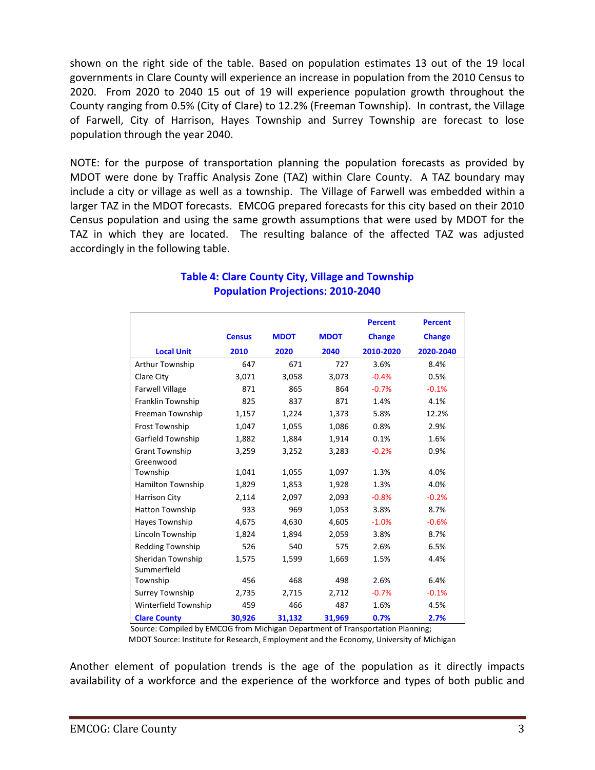shown on the right side of the table. Based on population estimates 13 out of the 19 local governments in Clare County will experience an increase in population from the 2010 Census to 2020. From 2020 to 2040 15 out of 19 will experience population growth throughout the County ranging from 0.5% (City of Clare) to 12.2% (Freeman Township). In contrast, the Village of Farwell, City of Harrison, Hayes Township and Surrey Township are forecast to lose population through the year 2040.

NOTE: for the purpose of transportation planning the population forecasts as provided by MDOT were done by Traffic Analysis Zone (TAZ) within Clare County. A TAZ boundary may include a city or village as well as a township. The Village of Farwell was embedded within a larger TAZ in the MDOT forecasts. EMCOG prepared forecasts for this city based on their 2010 Census population and using the same growth assumptions that were used by MDOT for the TAZ in which they are located. The resulting balance of the affected TAZ was adjusted accordingly in the following table.

**Table 4: Clare County City, Village and Township Population Projections: 2010-2040**

| Local Unit | Census 2010 | MDOT 2020 | MDOT 2040 | Percent Change 2010-2020 | Percent Change 2020-2040 |
|---|---|---|---|---|---|
| Arthur Township | 647 | 671 | 727 | 3.6% | 8.4% |
| Clare City | 3,071 | 3,058 | 3,073 | -0.4% | 0.5% |
| Farwell Village | 871 | 865 | 864 | -0.7% | -0.1% |
| Franklin Township | 825 | 837 | 871 | 1.4% | 4.1% |
| Freeman Township | 1,157 | 1,224 | 1,373 | 5.8% | 12.2% |
| Frost Township | 1,047 | 1,055 | 1,086 | 0.8% | 2.9% |
| Garfield Township | 1,882 | 1,884 | 1,914 | 0.1% | 1.6% |
| Grant Township | 3,259 | 3,252 | 3,283 | -0.2% | 0.9% |
| Greenwood Township | 1,041 | 1,055 | 1,097 | 1.3% | 4.0% |
| Hamilton Township | 1,829 | 1,853 | 1,928 | 1.3% | 4.0% |
| Harrison City | 2,114 | 2,097 | 2,093 | -0.8% | -0.2% |
| Hatton Township | 933 | 969 | 1,053 | 3.8% | 8.7% |
| Hayes Township | 4,675 | 4,630 | 4,605 | -1.0% | -0.6% |
| Lincoln Township | 1,824 | 1,894 | 2,059 | 3.8% | 8.7% |
| Redding Township | 526 | 540 | 575 | 2.6% | 6.5% |
| Sheridan Township | 1,575 | 1,599 | 1,669 | 1.5% | 4.4% |
| Summerfield Township | 456 | 468 | 498 | 2.6% | 6.4% |
| Surrey Township | 2,735 | 2,715 | 2,712 | -0.7% | -0.1% |
| Winterfield Township | 459 | 466 | 487 | 1.6% | 4.5% |
| **Clare County** | **30,926** | **31,132** | **31,969** | **0.7%** | **2.7%** |

Source: Compiled by EMCOG from Michigan Department of Transportation Planning; MDOT Source: Institute for Research, Employment and the Economy, University of Michigan

Another element of population trends is the age of the population as it directly impacts availability of a workforce and the experience of the workforce and types of both public and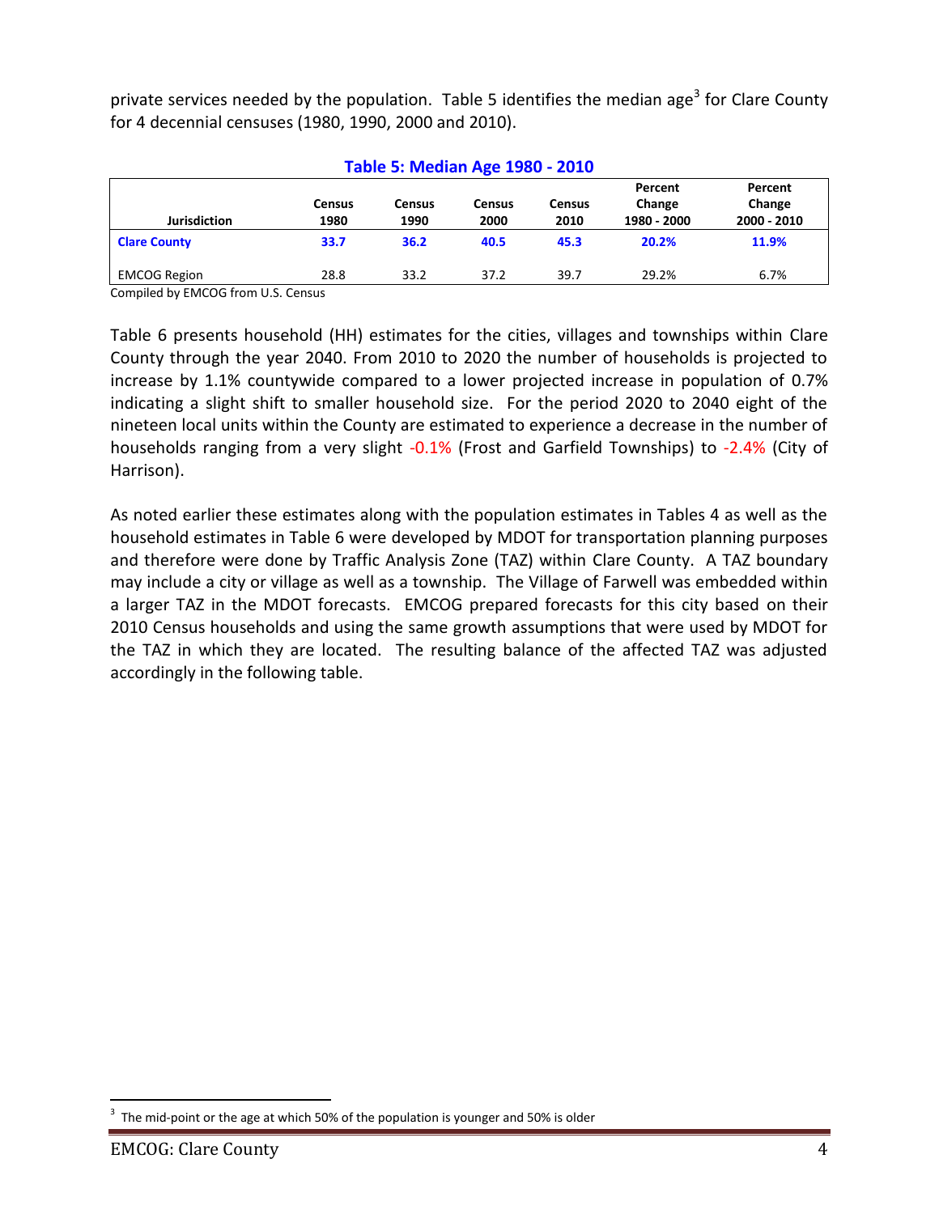private services needed by the population. Table 5 identifies the median age[3] for Clare County for 4 decennial censuses (1980, 1990, 2000 and 2010).

### Table 5: Median Age 1980 - 2010

| Jurisdiction | Census 1980 | Census 1990 | Census 2000 | Census 2010 | Percent Change 1980 - 2000 | Percent Change 2000 - 2010 |
|---|---|---|---|---|---|---|
| **Clare County** | **33.7** | **36.2** | **40.5** | **45.3** | **20.2%** | **11.9%** |
| EMCOG Region | 28.8 | 33.2 | 37.2 | 39.7 | 29.2% | 6.7% |

Compiled by EMCOG from U.S. Census

Table 6 presents household (HH) estimates for the cities, villages and townships within Clare County through the year 2040. From 2010 to 2020 the number of households is projected to increase by 1.1% countywide compared to a lower projected increase in population of 0.7% indicating a slight shift to smaller household size. For the period 2020 to 2040 eight of the nineteen local units within the County are estimated to experience a decrease in the number of households ranging from a very slight -0.1% (Frost and Garfield Townships) to -2.4% (City of Harrison).

As noted earlier these estimates along with the population estimates in Tables 4 as well as the household estimates in Table 6 were developed by MDOT for transportation planning purposes and therefore were done by Traffic Analysis Zone (TAZ) within Clare County. A TAZ boundary may include a city or village as well as a township. The Village of Farwell was embedded within a larger TAZ in the MDOT forecasts. EMCOG prepared forecasts for this city based on their 2010 Census households and using the same growth assumptions that were used by MDOT for the TAZ in which they are located. The resulting balance of the affected TAZ was adjusted accordingly in the following table.

[3] The mid-point or the age at which 50% of the population is younger and 50% is older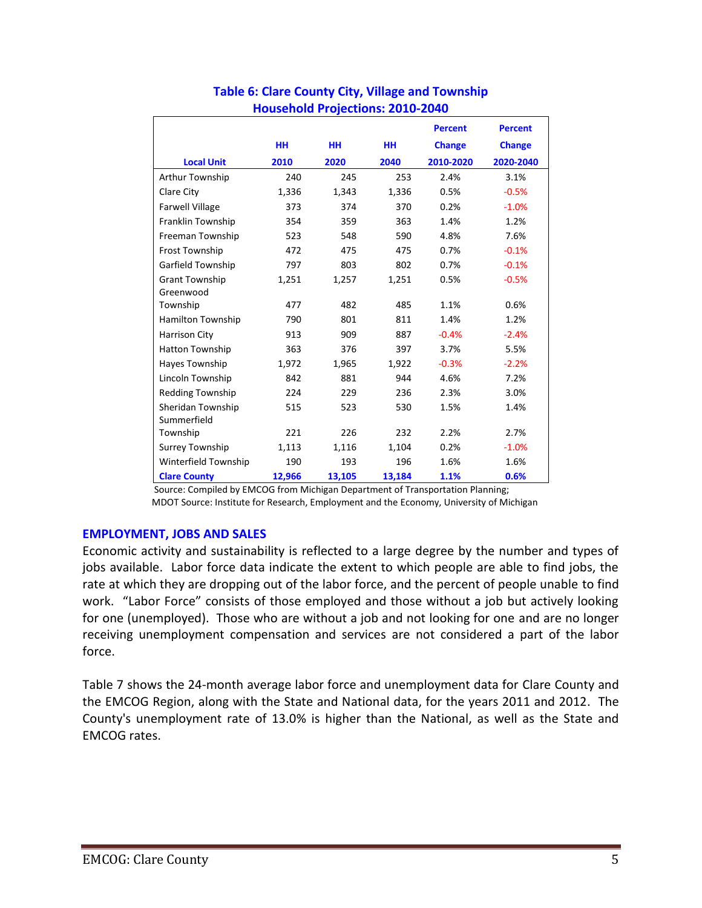**Table 6: Clare County City, Village and Township Household Projections: 2010-2040**

| Local Unit | HH 2010 | HH 2020 | HH 2040 | Percent Change 2010-2020 | Percent Change 2020-2040 |
|---|---|---|---|---|---|
| Arthur Township | 240 | 245 | 253 | 2.4% | 3.1% |
| Clare City | 1,336 | 1,343 | 1,336 | 0.5% | -0.5% |
| Farwell Village | 373 | 374 | 370 | 0.2% | -1.0% |
| Franklin Township | 354 | 359 | 363 | 1.4% | 1.2% |
| Freeman Township | 523 | 548 | 590 | 4.8% | 7.6% |
| Frost Township | 472 | 475 | 475 | 0.7% | -0.1% |
| Garfield Township | 797 | 803 | 802 | 0.7% | -0.1% |
| Grant Township | 1,251 | 1,257 | 1,251 | 0.5% | -0.5% |
| Greenwood Township | 477 | 482 | 485 | 1.1% | 0.6% |
| Hamilton Township | 790 | 801 | 811 | 1.4% | 1.2% |
| Harrison City | 913 | 909 | 887 | -0.4% | -2.4% |
| Hatton Township | 363 | 376 | 397 | 3.7% | 5.5% |
| Hayes Township | 1,972 | 1,965 | 1,922 | -0.3% | -2.2% |
| Lincoln Township | 842 | 881 | 944 | 4.6% | 7.2% |
| Redding Township | 224 | 229 | 236 | 2.3% | 3.0% |
| Sheridan Township | 515 | 523 | 530 | 1.5% | 1.4% |
| Summerfield Township | 221 | 226 | 232 | 2.2% | 2.7% |
| Surrey Township | 1,113 | 1,116 | 1,104 | 0.2% | -1.0% |
| Winterfield Township | 190 | 193 | 196 | 1.6% | 1.6% |
| **Clare County** | **12,966** | **13,105** | **13,184** | **1.1%** | **0.6%** |

Source: Compiled by EMCOG from Michigan Department of Transportation Planning;
MDOT Source: Institute for Research, Employment and the Economy, University of Michigan

## EMPLOYMENT, JOBS AND SALES

Economic activity and sustainability is reflected to a large degree by the number and types of jobs available. Labor force data indicate the extent to which people are able to find jobs, the rate at which they are dropping out of the labor force, and the percent of people unable to find work. "Labor Force" consists of those employed and those without a job but actively looking for one (unemployed). Those who are without a job and not looking for one and are no longer receiving unemployment compensation and services are not considered a part of the labor force.

Table 7 shows the 24-month average labor force and unemployment data for Clare County and the EMCOG Region, along with the State and National data, for the years 2011 and 2012. The County's unemployment rate of 13.0% is higher than the National, as well as the State and EMCOG rates.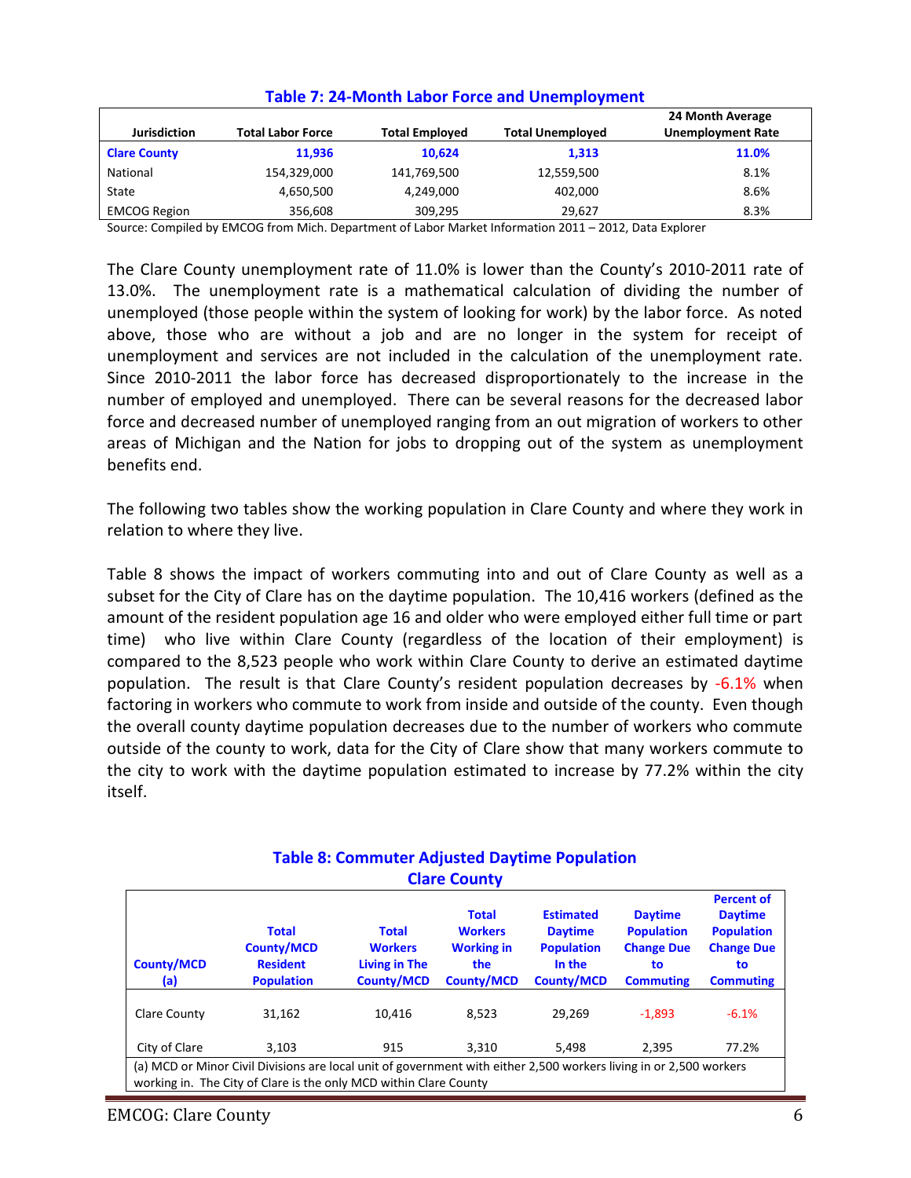### Table 7: 24-Month Labor Force and Unemployment

| Jurisdiction | Total Labor Force | Total Employed | Total Unemployed | 24 Month Average Unemployment Rate |
|---|---|---|---|---|
| **Clare County** | **11,936** | **10,624** | **1,313** | **11.0%** |
| National | 154,329,000 | 141,769,500 | 12,559,500 | 8.1% |
| State | 4,650,500 | 4,249,000 | 402,000 | 8.6% |
| EMCOG Region | 356,608 | 309,295 | 29,627 | 8.3% |

Source: Compiled by EMCOG from Mich. Department of Labor Market Information 2011 – 2012, Data Explorer

The Clare County unemployment rate of 11.0% is lower than the County's 2010-2011 rate of 13.0%. The unemployment rate is a mathematical calculation of dividing the number of unemployed (those people within the system of looking for work) by the labor force. As noted above, those who are without a job and are no longer in the system for receipt of unemployment and services are not included in the calculation of the unemployment rate. Since 2010-2011 the labor force has decreased disproportionately to the increase in the number of employed and unemployed. There can be several reasons for the decreased labor force and decreased number of unemployed ranging from an out migration of workers to other areas of Michigan and the Nation for jobs to dropping out of the system as unemployment benefits end.

The following two tables show the working population in Clare County and where they work in relation to where they live.

Table 8 shows the impact of workers commuting into and out of Clare County as well as a subset for the City of Clare has on the daytime population. The 10,416 workers (defined as the amount of the resident population age 16 and older who were employed either full time or part time) who live within Clare County (regardless of the location of their employment) is compared to the 8,523 people who work within Clare County to derive an estimated daytime population. The result is that Clare County's resident population decreases by -6.1% when factoring in workers who commute to work from inside and outside of the county. Even though the overall county daytime population decreases due to the number of workers who commute outside of the county to work, data for the City of Clare show that many workers commute to the city to work with the daytime population estimated to increase by 77.2% within the city itself.

### Table 8: Commuter Adjusted Daytime Population
### Clare County

| County/MCD (a) | Total County/MCD Resident Population | Total Workers Living in The County/MCD | Total Workers Working in the County/MCD | Estimated Daytime Population In the County/MCD | Daytime Population Change Due to Commuting | Percent of Daytime Population Change Due to Commuting |
|---|---|---|---|---|---|---|
| Clare County | 31,162 | 10,416 | 8,523 | 29,269 | -1,893 | -6.1% |
| City of Clare | 3,103 | 915 | 3,310 | 5,498 | 2,395 | 77.2% |

(a) MCD or Minor Civil Divisions are local unit of government with either 2,500 workers living in or 2,500 workers working in. The City of Clare is the only MCD within Clare County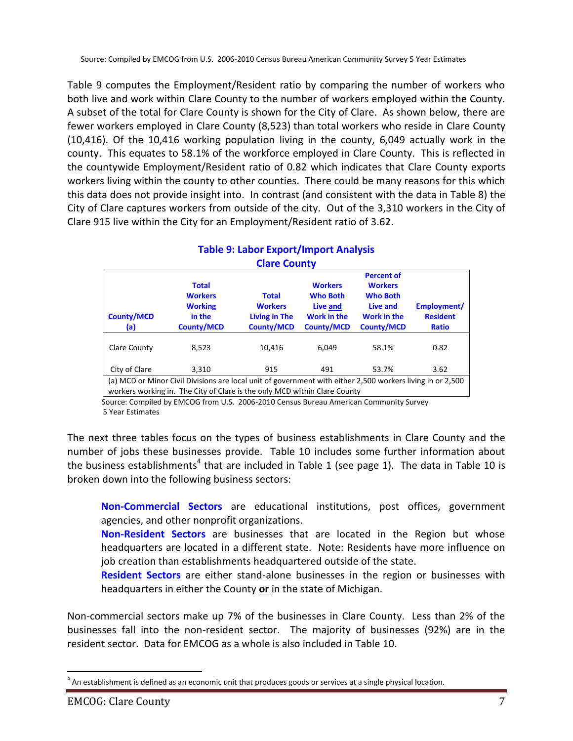Source: Compiled by EMCOG from U.S. 2006-2010 Census Bureau American Community Survey 5 Year Estimates

Table 9 computes the Employment/Resident ratio by comparing the number of workers who both live and work within Clare County to the number of workers employed within the County. A subset of the total for Clare County is shown for the City of Clare. As shown below, there are fewer workers employed in Clare County (8,523) than total workers who reside in Clare County (10,416). Of the 10,416 working population living in the county, 6,049 actually work in the county. This equates to 58.1% of the workforce employed in Clare County. This is reflected in the countywide Employment/Resident ratio of 0.82 which indicates that Clare County exports workers living within the county to other counties. There could be many reasons for this which this data does not provide insight into. In contrast (and consistent with the data in Table 8) the City of Clare captures workers from outside of the city. Out of the 3,310 workers in the City of Clare 915 live within the City for an Employment/Resident ratio of 3.62.

**Table 9: Labor Export/Import Analysis**
**Clare County**

| County/MCD (a) | Total Workers Working in the County/MCD | Total Workers Living in The County/MCD | Workers Who Both Live and Work in the County/MCD | Percent of Workers Who Both Live and Work in the County/MCD | Employment/ Resident Ratio |
|---|---|---|---|---|---|
| Clare County | 8,523 | 10,416 | 6,049 | 58.1% | 0.82 |
| City of Clare | 3,310 | 915 | 491 | 53.7% | 3.62 |

(a) MCD or Minor Civil Divisions are local unit of government with either 2,500 workers living in or 2,500 workers working in. The City of Clare is the only MCD within Clare County

Source: Compiled by EMCOG from U.S. 2006-2010 Census Bureau American Community Survey 5 Year Estimates

The next three tables focus on the types of business establishments in Clare County and the number of jobs these businesses provide. Table 10 includes some further information about the business establishments[4] that are included in Table 1 (see page 1). The data in Table 10 is broken down into the following business sectors:

> **Non-Commercial Sectors** are educational institutions, post offices, government agencies, and other nonprofit organizations.
>
> **Non-Resident Sectors** are businesses that are located in the Region but whose headquarters are located in a different state. Note: Residents have more influence on job creation than establishments headquartered outside of the state.
>
> **Resident Sectors** are either stand-alone businesses in the region or businesses with headquarters in either the County **or** in the state of Michigan.

Non-commercial sectors make up 7% of the businesses in Clare County. Less than 2% of the businesses fall into the non-resident sector. The majority of businesses (92%) are in the resident sector. Data for EMCOG as a whole is also included in Table 10.

[4] An establishment is defined as an economic unit that produces goods or services at a single physical location.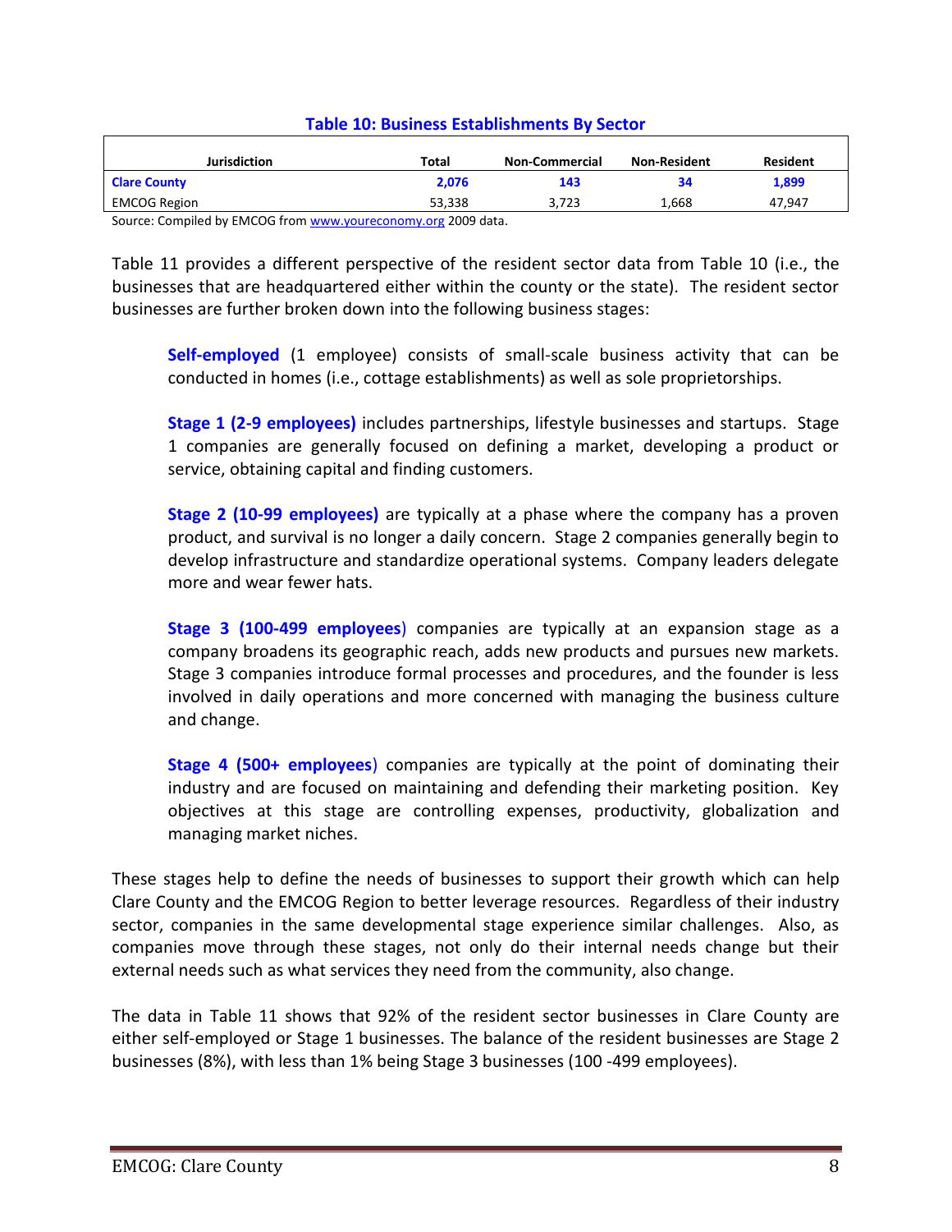**Table 10: Business Establishments By Sector**

| Jurisdiction | Total | Non-Commercial | Non-Resident | Resident |
|---|---|---|---|---|
| **Clare County** | **2,076** | **143** | **34** | **1,899** |
| EMCOG Region | 53,338 | 3,723 | 1,668 | 47,947 |

Source: Compiled by EMCOG from www.youreconomy.org 2009 data.

Table 11 provides a different perspective of the resident sector data from Table 10 (i.e., the businesses that are headquartered either within the county or the state). The resident sector businesses are further broken down into the following business stages:

> **Self-employed** (1 employee) consists of small-scale business activity that can be conducted in homes (i.e., cottage establishments) as well as sole proprietorships.
>
> **Stage 1 (2-9 employees)** includes partnerships, lifestyle businesses and startups. Stage 1 companies are generally focused on defining a market, developing a product or service, obtaining capital and finding customers.
>
> **Stage 2 (10-99 employees)** are typically at a phase where the company has a proven product, and survival is no longer a daily concern. Stage 2 companies generally begin to develop infrastructure and standardize operational systems. Company leaders delegate more and wear fewer hats.
>
> **Stage 3 (100-499 employees**) companies are typically at an expansion stage as a company broadens its geographic reach, adds new products and pursues new markets. Stage 3 companies introduce formal processes and procedures, and the founder is less involved in daily operations and more concerned with managing the business culture and change.
>
> **Stage 4 (500+ employees**) companies are typically at the point of dominating their industry and are focused on maintaining and defending their marketing position. Key objectives at this stage are controlling expenses, productivity, globalization and managing market niches.

These stages help to define the needs of businesses to support their growth which can help Clare County and the EMCOG Region to better leverage resources. Regardless of their industry sector, companies in the same developmental stage experience similar challenges. Also, as companies move through these stages, not only do their internal needs change but their external needs such as what services they need from the community, also change.

The data in Table 11 shows that 92% of the resident sector businesses in Clare County are either self-employed or Stage 1 businesses. The balance of the resident businesses are Stage 2 businesses (8%), with less than 1% being Stage 3 businesses (100 -499 employees).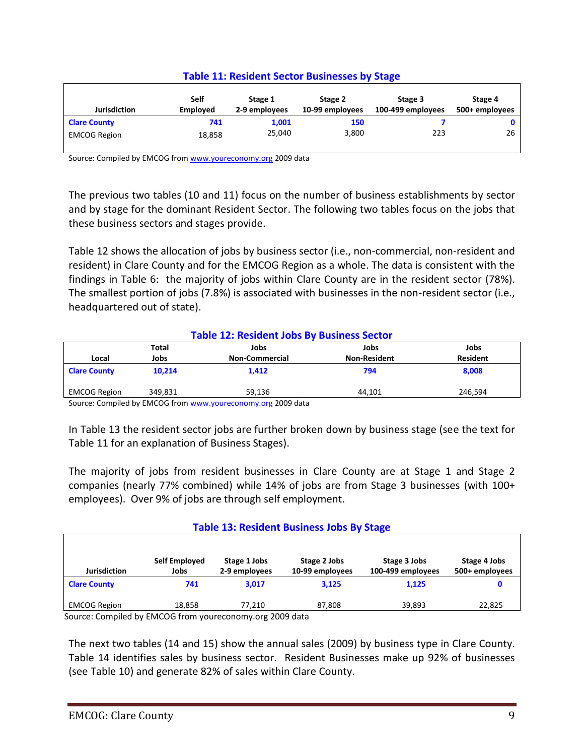**Table 11: Resident Sector Businesses by Stage**

| Jurisdiction | Self Employed | Stage 1 2-9 employees | Stage 2 10-99 employees | Stage 3 100-499 employees | Stage 4 500+ employees |
|---|---|---|---|---|---|
| **Clare County** | **741** | **1,001** | **150** | **7** | **0** |
| EMCOG Region | 18,858 | 25,040 | 3,800 | 223 | 26 |

Source: Compiled by EMCOG from www.youreconomy.org 2009 data

The previous two tables (10 and 11) focus on the number of business establishments by sector and by stage for the dominant Resident Sector. The following two tables focus on the jobs that these business sectors and stages provide.

Table 12 shows the allocation of jobs by business sector (i.e., non-commercial, non-resident and resident) in Clare County and for the EMCOG Region as a whole. The data is consistent with the findings in Table 6: the majority of jobs within Clare County are in the resident sector (78%). The smallest portion of jobs (7.8%) is associated with businesses in the non-resident sector (i.e., headquartered out of state).

**Table 12: Resident Jobs By Business Sector**

| Local | Total Jobs | Jobs Non-Commercial | Jobs Non-Resident | Jobs Resident |
|---|---|---|---|---|
| **Clare County** | **10,214** | **1,412** | **794** | **8,008** |
| EMCOG Region | 349,831 | 59,136 | 44,101 | 246,594 |

Source: Compiled by EMCOG from www.youreconomy.org 2009 data

In Table 13 the resident sector jobs are further broken down by business stage (see the text for Table 11 for an explanation of Business Stages).

The majority of jobs from resident businesses in Clare County are at Stage 1 and Stage 2 companies (nearly 77% combined) while 14% of jobs are from Stage 3 businesses (with 100+ employees). Over 9% of jobs are through self employment.

**Table 13: Resident Business Jobs By Stage**

| Jurisdiction | Self Employed Jobs | Stage 1 Jobs 2-9 employees | Stage 2 Jobs 10-99 employees | Stage 3 Jobs 100-499 employees | Stage 4 Jobs 500+ employees |
|---|---|---|---|---|---|
| **Clare County** | **741** | **3,017** | **3,125** | **1,125** | **0** |
| EMCOG Region | 18,858 | 77,210 | 87,808 | 39,893 | 22,825 |

Source: Compiled by EMCOG from youreconomy.org 2009 data

The next two tables (14 and 15) show the annual sales (2009) by business type in Clare County. Table 14 identifies sales by business sector. Resident Businesses make up 92% of businesses (see Table 10) and generate 82% of sales within Clare County.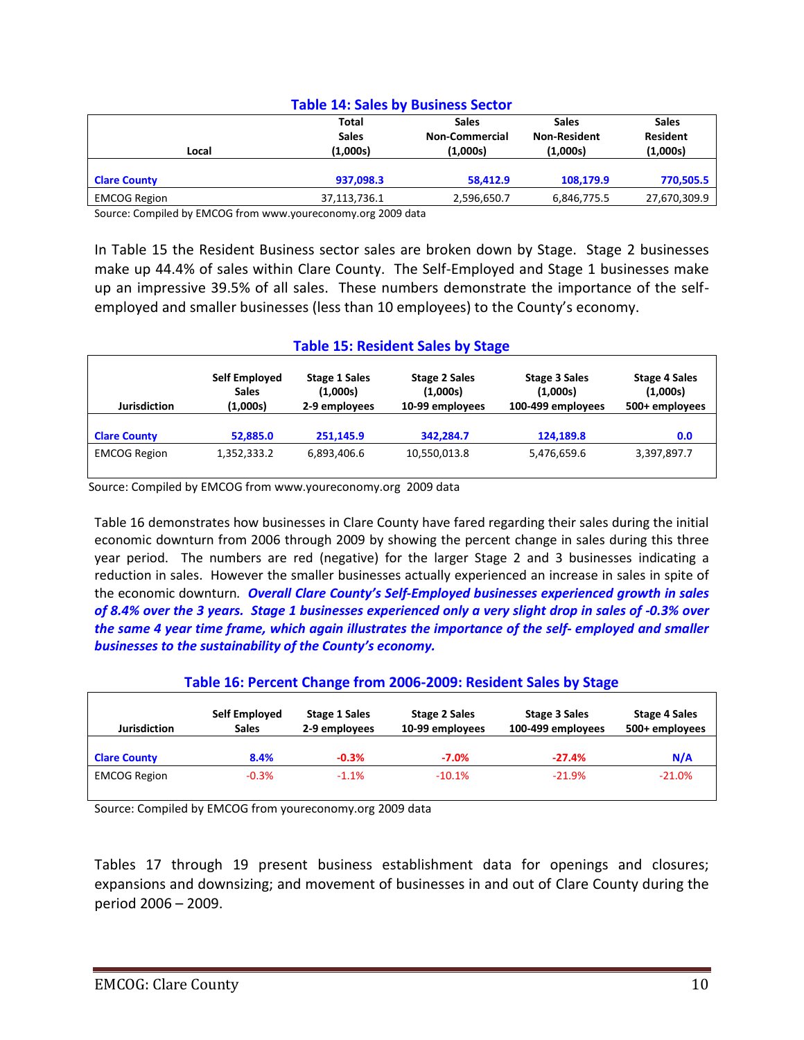### Table 14: Sales by Business Sector

| Local | Total Sales (1,000s) | Sales Non-Commercial (1,000s) | Sales Non-Resident (1,000s) | Sales Resident (1,000s) |
|---|---|---|---|---|
| **Clare County** | **937,098.3** | **58,412.9** | **108,179.9** | **770,505.5** |
| EMCOG Region | 37,113,736.1 | 2,596,650.7 | 6,846,775.5 | 27,670,309.9 |

Source: Compiled by EMCOG from www.youreconomy.org 2009 data

In Table 15 the Resident Business sector sales are broken down by Stage. Stage 2 businesses make up 44.4% of sales within Clare County. The Self-Employed and Stage 1 businesses make up an impressive 39.5% of all sales. These numbers demonstrate the importance of the self-employed and smaller businesses (less than 10 employees) to the County's economy.

### Table 15: Resident Sales by Stage

| Jurisdiction | Self Employed Sales (1,000s) | Stage 1 Sales (1,000s) 2-9 employees | Stage 2 Sales (1,000s) 10-99 employees | Stage 3 Sales (1,000s) 100-499 employees | Stage 4 Sales (1,000s) 500+ employees |
|---|---|---|---|---|---|
| **Clare County** | **52,885.0** | **251,145.9** | **342,284.7** | **124,189.8** | **0.0** |
| EMCOG Region | 1,352,333.2 | 6,893,406.6 | 10,550,013.8 | 5,476,659.6 | 3,397,897.7 |

Source: Compiled by EMCOG from www.youreconomy.org 2009 data

Table 16 demonstrates how businesses in Clare County have fared regarding their sales during the initial economic downturn from 2006 through 2009 by showing the percent change in sales during this three year period. The numbers are red (negative) for the larger Stage 2 and 3 businesses indicating a reduction in sales. However the smaller businesses actually experienced an increase in sales in spite of the economic downturn. ***Overall Clare County's Self-Employed businesses experienced growth in sales of 8.4% over the 3 years. Stage 1 businesses experienced only a very slight drop in sales of -0.3% over the same 4 year time frame, which again illustrates the importance of the self- employed and smaller businesses to the sustainability of the County's economy.***

### Table 16: Percent Change from 2006-2009: Resident Sales by Stage

| Jurisdiction | Self Employed Sales | Stage 1 Sales 2-9 employees | Stage 2 Sales 10-99 employees | Stage 3 Sales 100-499 employees | Stage 4 Sales 500+ employees |
|---|---|---|---|---|---|
| **Clare County** | **8.4%** | **-0.3%** | **-7.0%** | **-27.4%** | **N/A** |
| EMCOG Region | -0.3% | -1.1% | -10.1% | -21.9% | -21.0% |

Source: Compiled by EMCOG from youreconomy.org 2009 data

Tables 17 through 19 present business establishment data for openings and closures; expansions and downsizing; and movement of businesses in and out of Clare County during the period 2006 – 2009.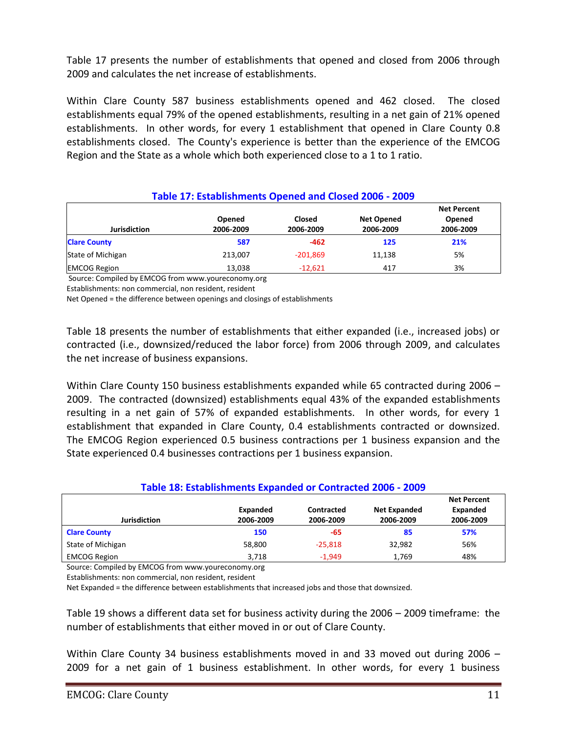Table 17 presents the number of establishments that opened and closed from 2006 through 2009 and calculates the net increase of establishments.

Within Clare County 587 business establishments opened and 462 closed. The closed establishments equal 79% of the opened establishments, resulting in a net gain of 21% opened establishments. In other words, for every 1 establishment that opened in Clare County 0.8 establishments closed. The County's experience is better than the experience of the EMCOG Region and the State as a whole which both experienced close to a 1 to 1 ratio.

### Table 17: Establishments Opened and Closed 2006 - 2009

| Jurisdiction | Opened 2006-2009 | Closed 2006-2009 | Net Opened 2006-2009 | Net Percent Opened 2006-2009 |
|---|---|---|---|---|
| **Clare County** | **587** | **-462** | **125** | **21%** |
| State of Michigan | 213,007 | -201,869 | 11,138 | 5% |
| EMCOG Region | 13,038 | -12,621 | 417 | 3% |

Source: Compiled by EMCOG from www.youreconomy.org
Establishments: non commercial, non resident, resident
Net Opened = the difference between openings and closings of establishments

Table 18 presents the number of establishments that either expanded (i.e., increased jobs) or contracted (i.e., downsized/reduced the labor force) from 2006 through 2009, and calculates the net increase of business expansions.

Within Clare County 150 business establishments expanded while 65 contracted during 2006 – 2009. The contracted (downsized) establishments equal 43% of the expanded establishments resulting in a net gain of 57% of expanded establishments. In other words, for every 1 establishment that expanded in Clare County, 0.4 establishments contracted or downsized. The EMCOG Region experienced 0.5 business contractions per 1 business expansion and the State experienced 0.4 businesses contractions per 1 business expansion.

### Table 18: Establishments Expanded or Contracted 2006 - 2009

| Jurisdiction | Expanded 2006-2009 | Contracted 2006-2009 | Net Expanded 2006-2009 | Net Percent Expanded 2006-2009 |
|---|---|---|---|---|
| **Clare County** | **150** | **-65** | **85** | **57%** |
| State of Michigan | 58,800 | -25,818 | 32,982 | 56% |
| EMCOG Region | 3,718 | -1,949 | 1,769 | 48% |

Source: Compiled by EMCOG from www.youreconomy.org
Establishments: non commercial, non resident, resident
Net Expanded = the difference between establishments that increased jobs and those that downsized.

Table 19 shows a different data set for business activity during the 2006 – 2009 timeframe: the number of establishments that either moved in or out of Clare County.

Within Clare County 34 business establishments moved in and 33 moved out during 2006 – 2009 for a net gain of 1 business establishment. In other words, for every 1 business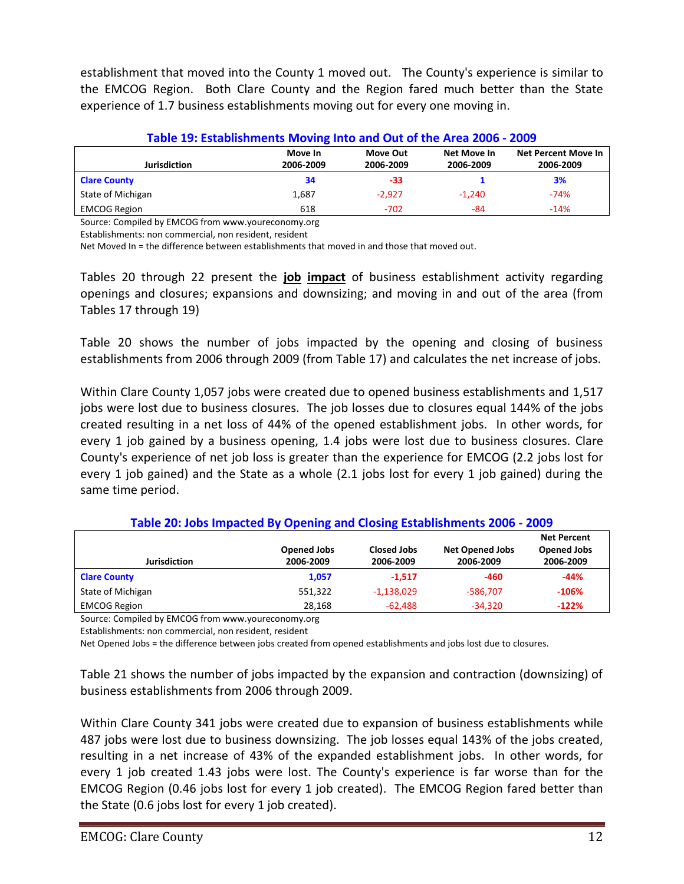establishment that moved into the County 1 moved out. The County's experience is similar to the EMCOG Region. Both Clare County and the Region fared much better than the State experience of 1.7 business establishments moving out for every one moving in.

**Table 19: Establishments Moving Into and Out of the Area 2006 - 2009**

| Jurisdiction | Move In 2006-2009 | Move Out 2006-2009 | Net Move In 2006-2009 | Net Percent Move In 2006-2009 |
|---|---|---|---|---|
| **Clare County** | **34** | **-33** | **1** | **3%** |
| State of Michigan | 1,687 | -2,927 | -1,240 | -74% |
| EMCOG Region | 618 | -702 | -84 | -14% |

Source: Compiled by EMCOG from www.youreconomy.org
Establishments: non commercial, non resident, resident
Net Moved In = the difference between establishments that moved in and those that moved out.

Tables 20 through 22 present the **job impact** of business establishment activity regarding openings and closures; expansions and downsizing; and moving in and out of the area (from Tables 17 through 19)

Table 20 shows the number of jobs impacted by the opening and closing of business establishments from 2006 through 2009 (from Table 17) and calculates the net increase of jobs.

Within Clare County 1,057 jobs were created due to opened business establishments and 1,517 jobs were lost due to business closures. The job losses due to closures equal 144% of the jobs created resulting in a net loss of 44% of the opened establishment jobs. In other words, for every 1 job gained by a business opening, 1.4 jobs were lost due to business closures. Clare County's experience of net job loss is greater than the experience for EMCOG (2.2 jobs lost for every 1 job gained) and the State as a whole (2.1 jobs lost for every 1 job gained) during the same time period.

**Table 20: Jobs Impacted By Opening and Closing Establishments 2006 - 2009**

| Jurisdiction | Opened Jobs 2006-2009 | Closed Jobs 2006-2009 | Net Opened Jobs 2006-2009 | Net Percent Opened Jobs 2006-2009 |
|---|---|---|---|---|
| **Clare County** | **1,057** | **-1,517** | **-460** | **-44%** |
| State of Michigan | 551,322 | -1,138,029 | -586,707 | **-106%** |
| EMCOG Region | 28,168 | -62,488 | -34,320 | **-122%** |

Source: Compiled by EMCOG from www.youreconomy.org
Establishments: non commercial, non resident, resident
Net Opened Jobs = the difference between jobs created from opened establishments and jobs lost due to closures.

Table 21 shows the number of jobs impacted by the expansion and contraction (downsizing) of business establishments from 2006 through 2009.

Within Clare County 341 jobs were created due to expansion of business establishments while 487 jobs were lost due to business downsizing. The job losses equal 143% of the jobs created, resulting in a net increase of 43% of the expanded establishment jobs. In other words, for every 1 job created 1.43 jobs were lost. The County's experience is far worse than for the EMCOG Region (0.46 jobs lost for every 1 job created). The EMCOG Region fared better than the State (0.6 jobs lost for every 1 job created).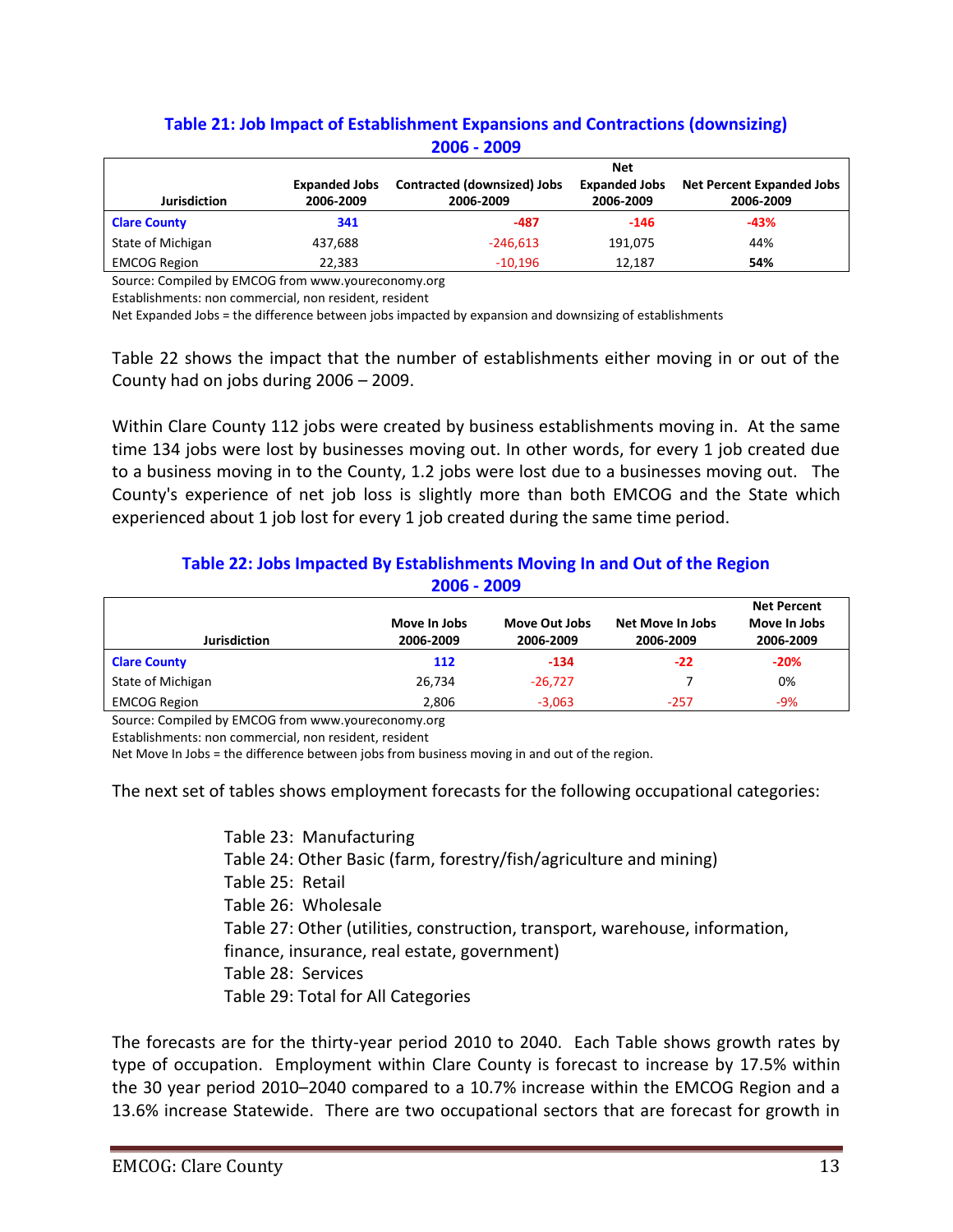### Table 21: Job Impact of Establishment Expansions and Contractions (downsizing) 2006 - 2009

| Jurisdiction | Expanded Jobs 2006-2009 | Contracted (downsized) Jobs 2006-2009 | Net Expanded Jobs 2006-2009 | Net Percent Expanded Jobs 2006-2009 |
|---|---|---|---|---|
| **Clare County** | **341** | **-487** | **-146** | **-43%** |
| State of Michigan | 437,688 | -246,613 | 191,075 | 44% |
| EMCOG Region | 22,383 | -10,196 | 12,187 | **54%** |

Source: Compiled by EMCOG from www.youreconomy.org
Establishments: non commercial, non resident, resident
Net Expanded Jobs = the difference between jobs impacted by expansion and downsizing of establishments

Table 22 shows the impact that the number of establishments either moving in or out of the County had on jobs during 2006 – 2009.

Within Clare County 112 jobs were created by business establishments moving in. At the same time 134 jobs were lost by businesses moving out. In other words, for every 1 job created due to a business moving in to the County, 1.2 jobs were lost due to a businesses moving out. The County's experience of net job loss is slightly more than both EMCOG and the State which experienced about 1 job lost for every 1 job created during the same time period.

### Table 22: Jobs Impacted By Establishments Moving In and Out of the Region 2006 - 2009

| Jurisdiction | Move In Jobs 2006-2009 | Move Out Jobs 2006-2009 | Net Move In Jobs 2006-2009 | Net Percent Move In Jobs 2006-2009 |
|---|---|---|---|---|
| **Clare County** | **112** | **-134** | **-22** | **-20%** |
| State of Michigan | 26,734 | -26,727 | 7 | 0% |
| EMCOG Region | 2,806 | -3,063 | -257 | -9% |

Source: Compiled by EMCOG from www.youreconomy.org
Establishments: non commercial, non resident, resident
Net Move In Jobs = the difference between jobs from business moving in and out of the region.

The next set of tables shows employment forecasts for the following occupational categories:

- Table 23: Manufacturing
- Table 24: Other Basic (farm, forestry/fish/agriculture and mining)
- Table 25: Retail
- Table 26: Wholesale
- Table 27: Other (utilities, construction, transport, warehouse, information, finance, insurance, real estate, government)
- Table 28: Services
- Table 29: Total for All Categories

The forecasts are for the thirty-year period 2010 to 2040. Each Table shows growth rates by type of occupation. Employment within Clare County is forecast to increase by 17.5% within the 30 year period 2010–2040 compared to a 10.7% increase within the EMCOG Region and a 13.6% increase Statewide. There are two occupational sectors that are forecast for growth in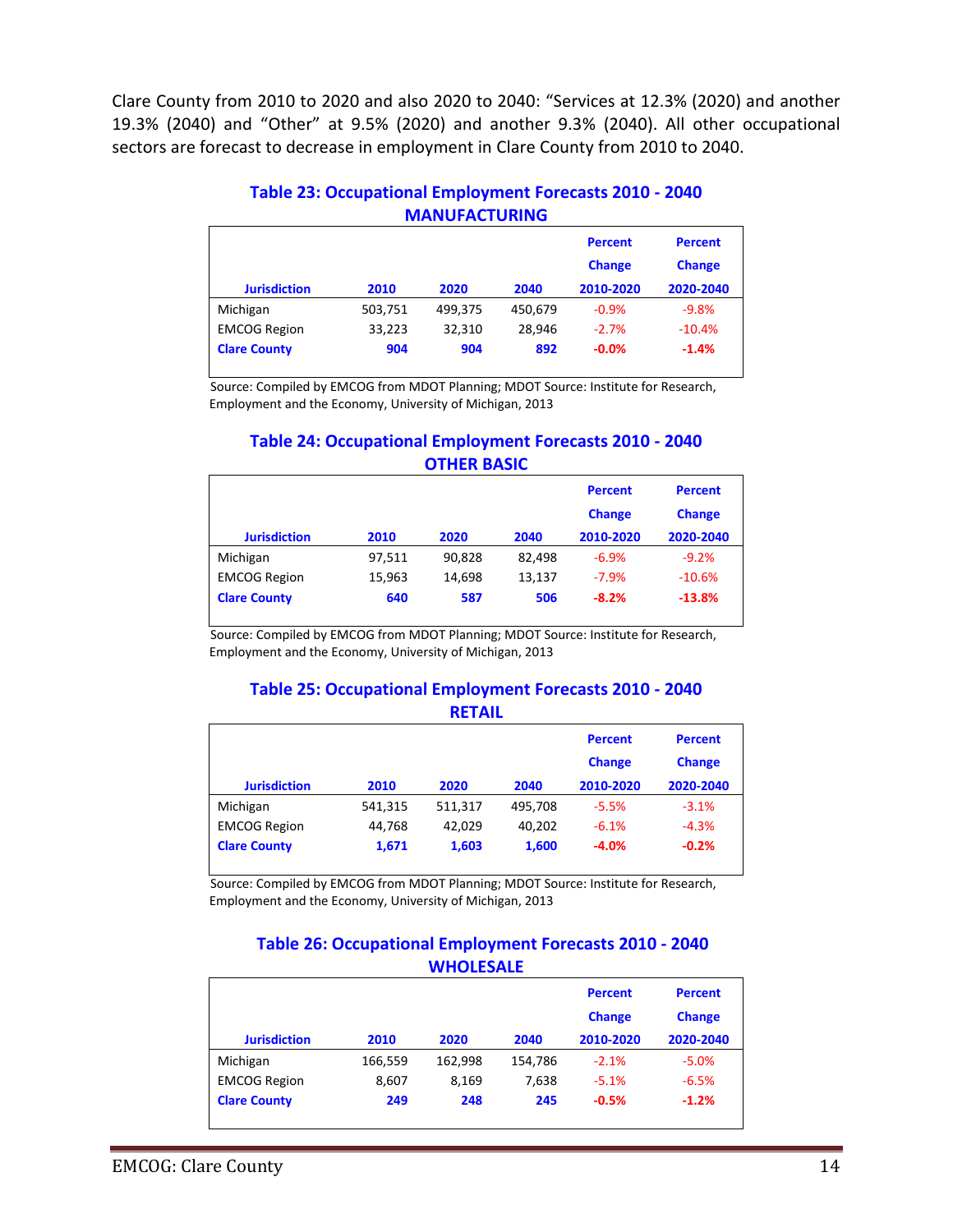Clare County from 2010 to 2020 and also 2020 to 2040: "Services at 12.3% (2020) and another 19.3% (2040) and "Other" at 9.5% (2020) and another 9.3% (2040). All other occupational sectors are forecast to decrease in employment in Clare County from 2010 to 2040.

### Table 23: Occupational Employment Forecasts 2010 - 2040 MANUFACTURING

| Jurisdiction | 2010 | 2020 | 2040 | Percent Change 2010-2020 | Percent Change 2020-2040 |
|---|---|---|---|---|---|
| Michigan | 503,751 | 499,375 | 450,679 | -0.9% | -9.8% |
| EMCOG Region | 33,223 | 32,310 | 28,946 | -2.7% | -10.4% |
| **Clare County** | **904** | **904** | **892** | **-0.0%** | **-1.4%** |

Source: Compiled by EMCOG from MDOT Planning; MDOT Source: Institute for Research, Employment and the Economy, University of Michigan, 2013

### Table 24: Occupational Employment Forecasts 2010 - 2040 OTHER BASIC

| Jurisdiction | 2010 | 2020 | 2040 | Percent Change 2010-2020 | Percent Change 2020-2040 |
|---|---|---|---|---|---|
| Michigan | 97,511 | 90,828 | 82,498 | -6.9% | -9.2% |
| EMCOG Region | 15,963 | 14,698 | 13,137 | -7.9% | -10.6% |
| **Clare County** | **640** | **587** | **506** | **-8.2%** | **-13.8%** |

Source: Compiled by EMCOG from MDOT Planning; MDOT Source: Institute for Research, Employment and the Economy, University of Michigan, 2013

### Table 25: Occupational Employment Forecasts 2010 - 2040 RETAIL

| Jurisdiction | 2010 | 2020 | 2040 | Percent Change 2010-2020 | Percent Change 2020-2040 |
|---|---|---|---|---|---|
| Michigan | 541,315 | 511,317 | 495,708 | -5.5% | -3.1% |
| EMCOG Region | 44,768 | 42,029 | 40,202 | -6.1% | -4.3% |
| **Clare County** | **1,671** | **1,603** | **1,600** | **-4.0%** | **-0.2%** |

Source: Compiled by EMCOG from MDOT Planning; MDOT Source: Institute for Research, Employment and the Economy, University of Michigan, 2013

### Table 26: Occupational Employment Forecasts 2010 - 2040 WHOLESALE

| Jurisdiction | 2010 | 2020 | 2040 | Percent Change 2010-2020 | Percent Change 2020-2040 |
|---|---|---|---|---|---|
| Michigan | 166,559 | 162,998 | 154,786 | -2.1% | -5.0% |
| EMCOG Region | 8,607 | 8,169 | 7,638 | -5.1% | -6.5% |
| **Clare County** | **249** | **248** | **245** | **-0.5%** | **-1.2%** |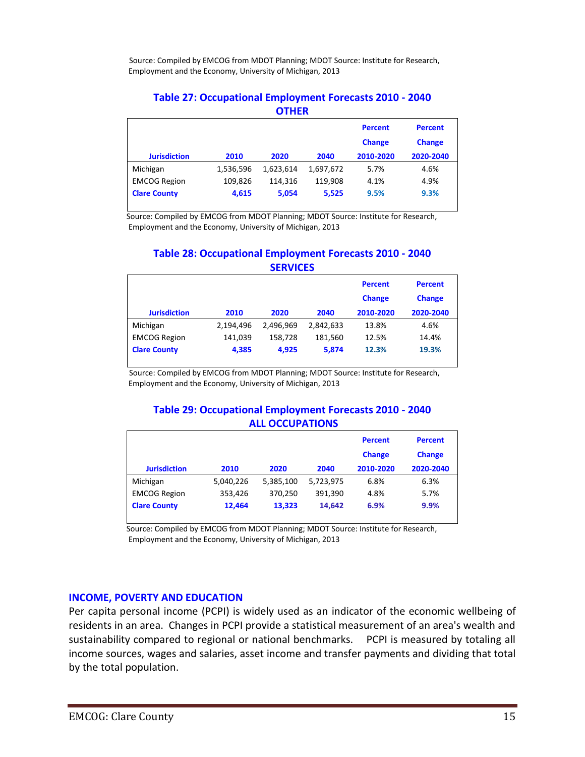Source: Compiled by EMCOG from MDOT Planning; MDOT Source: Institute for Research, Employment and the Economy, University of Michigan, 2013

### Table 27: Occupational Employment Forecasts 2010 - 2040 OTHER

| Jurisdiction | 2010 | 2020 | 2040 | Percent Change 2010-2020 | Percent Change 2020-2040 |
|---|---|---|---|---|---|
| Michigan | 1,536,596 | 1,623,614 | 1,697,672 | 5.7% | 4.6% |
| EMCOG Region | 109,826 | 114,316 | 119,908 | 4.1% | 4.9% |
| **Clare County** | **4,615** | **5,054** | **5,525** | **9.5%** | **9.3%** |

Source: Compiled by EMCOG from MDOT Planning; MDOT Source: Institute for Research, Employment and the Economy, University of Michigan, 2013

### Table 28: Occupational Employment Forecasts 2010 - 2040 SERVICES

| Jurisdiction | 2010 | 2020 | 2040 | Percent Change 2010-2020 | Percent Change 2020-2040 |
|---|---|---|---|---|---|
| Michigan | 2,194,496 | 2,496,969 | 2,842,633 | 13.8% | 4.6% |
| EMCOG Region | 141,039 | 158,728 | 181,560 | 12.5% | 14.4% |
| **Clare County** | **4,385** | **4,925** | **5,874** | **12.3%** | **19.3%** |

Source: Compiled by EMCOG from MDOT Planning; MDOT Source: Institute for Research, Employment and the Economy, University of Michigan, 2013

### Table 29: Occupational Employment Forecasts 2010 - 2040 ALL OCCUPATIONS

| Jurisdiction | 2010 | 2020 | 2040 | Percent Change 2010-2020 | Percent Change 2020-2040 |
|---|---|---|---|---|---|
| Michigan | 5,040,226 | 5,385,100 | 5,723,975 | 6.8% | 6.3% |
| EMCOG Region | 353,426 | 370,250 | 391,390 | 4.8% | 5.7% |
| **Clare County** | **12,464** | **13,323** | **14,642** | **6.9%** | **9.9%** |

Source: Compiled by EMCOG from MDOT Planning; MDOT Source: Institute for Research, Employment and the Economy, University of Michigan, 2013

## INCOME, POVERTY AND EDUCATION

Per capita personal income (PCPI) is widely used as an indicator of the economic wellbeing of residents in an area. Changes in PCPI provide a statistical measurement of an area's wealth and sustainability compared to regional or national benchmarks. PCPI is measured by totaling all income sources, wages and salaries, asset income and transfer payments and dividing that total by the total population.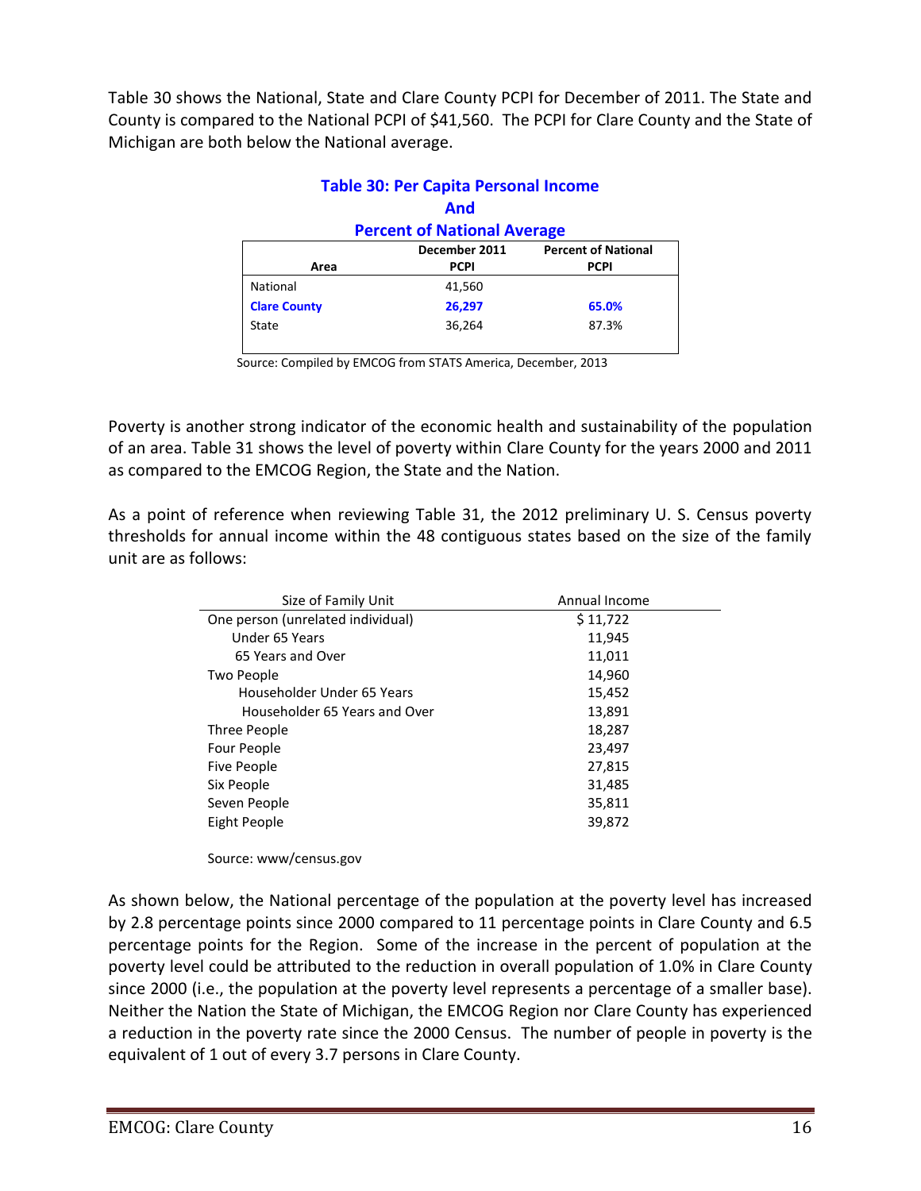Table 30 shows the National, State and Clare County PCPI for December of 2011. The State and County is compared to the National PCPI of $41,560. The PCPI for Clare County and the State of Michigan are both below the National average.

**Table 30: Per Capita Personal Income And Percent of National Average**

| Area | December 2011 PCPI | Percent of National PCPI |
|---|---|---|
| National | 41,560 | |
| **Clare County** | **26,297** | **65.0%** |
| State | 36,264 | 87.3% |

Source: Compiled by EMCOG from STATS America, December, 2013

Poverty is another strong indicator of the economic health and sustainability of the population of an area. Table 31 shows the level of poverty within Clare County for the years 2000 and 2011 as compared to the EMCOG Region, the State and the Nation.

As a point of reference when reviewing Table 31, the 2012 preliminary U. S. Census poverty thresholds for annual income within the 48 contiguous states based on the size of the family unit are as follows:

| Size of Family Unit | Annual Income |
|---|---|
| One person (unrelated individual) | $ 11,722 |
| Under 65 Years | 11,945 |
| 65 Years and Over | 11,011 |
| Two People | 14,960 |
| Householder Under 65 Years | 15,452 |
| Householder 65 Years and Over | 13,891 |
| Three People | 18,287 |
| Four People | 23,497 |
| Five People | 27,815 |
| Six People | 31,485 |
| Seven People | 35,811 |
| Eight People | 39,872 |

Source: www/census.gov

As shown below, the National percentage of the population at the poverty level has increased by 2.8 percentage points since 2000 compared to 11 percentage points in Clare County and 6.5 percentage points for the Region. Some of the increase in the percent of population at the poverty level could be attributed to the reduction in overall population of 1.0% in Clare County since 2000 (i.e., the population at the poverty level represents a percentage of a smaller base). Neither the Nation the State of Michigan, the EMCOG Region nor Clare County has experienced a reduction in the poverty rate since the 2000 Census. The number of people in poverty is the equivalent of 1 out of every 3.7 persons in Clare County.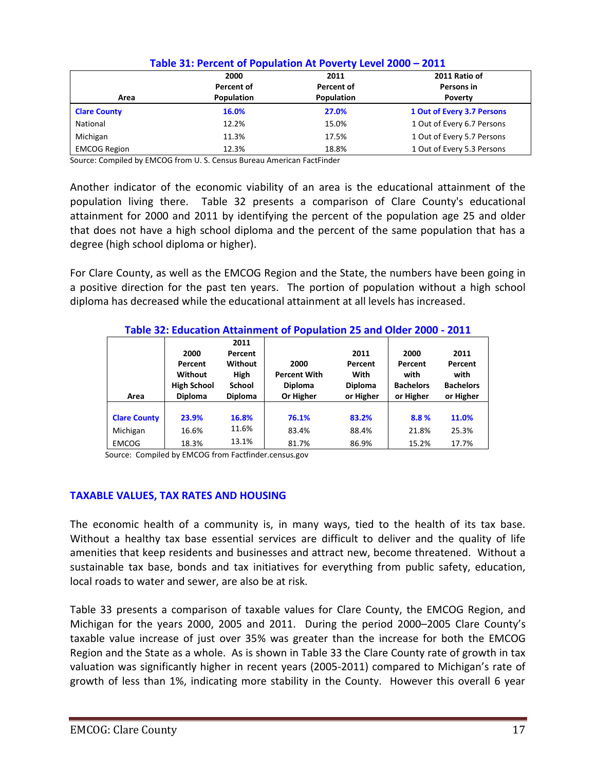**Table 31: Percent of Population At Poverty Level 2000 – 2011**

| Area | 2000 Percent of Population | 2011 Percent of Population | 2011 Ratio of Persons in Poverty |
|---|---|---|---|
| **Clare County** | **16.0%** | **27.0%** | **1 Out of Every 3.7 Persons** |
| National | 12.2% | 15.0% | 1 Out of Every 6.7 Persons |
| Michigan | 11.3% | 17.5% | 1 Out of Every 5.7 Persons |
| EMCOG Region | 12.3% | 18.8% | 1 Out of Every 5.3 Persons |

Source: Compiled by EMCOG from U. S. Census Bureau American FactFinder

Another indicator of the economic viability of an area is the educational attainment of the population living there. Table 32 presents a comparison of Clare County's educational attainment for 2000 and 2011 by identifying the percent of the population age 25 and older that does not have a high school diploma and the percent of the same population that has a degree (high school diploma or higher).

For Clare County, as well as the EMCOG Region and the State, the numbers have been going in a positive direction for the past ten years. The portion of population without a high school diploma has decreased while the educational attainment at all levels has increased.

**Table 32: Education Attainment of Population 25 and Older 2000 - 2011**

| Area | 2000 Percent Without High School Diploma | 2011 Percent Without High School Diploma | 2000 Percent With Diploma Or Higher | 2011 Percent With Diploma or Higher | 2000 Percent with Bachelors or Higher | 2011 Percent with Bachelors or Higher |
|---|---|---|---|---|---|---|
| **Clare County** | **23.9%** | **16.8%** | **76.1%** | **83.2%** | **8.8 %** | **11.0%** |
| Michigan | 16.6% | 11.6% | 83.4% | 88.4% | 21.8% | 25.3% |
| EMCOG | 18.3% | 13.1% | 81.7% | 86.9% | 15.2% | 17.7% |

Source: Compiled by EMCOG from Factfinder.census.gov

## TAXABLE VALUES, TAX RATES AND HOUSING

The economic health of a community is, in many ways, tied to the health of its tax base. Without a healthy tax base essential services are difficult to deliver and the quality of life amenities that keep residents and businesses and attract new, become threatened. Without a sustainable tax base, bonds and tax initiatives for everything from public safety, education, local roads to water and sewer, are also be at risk.

Table 33 presents a comparison of taxable values for Clare County, the EMCOG Region, and Michigan for the years 2000, 2005 and 2011. During the period 2000–2005 Clare County's taxable value increase of just over 35% was greater than the increase for both the EMCOG Region and the State as a whole. As is shown in Table 33 the Clare County rate of growth in tax valuation was significantly higher in recent years (2005-2011) compared to Michigan's rate of growth of less than 1%, indicating more stability in the County. However this overall 6 year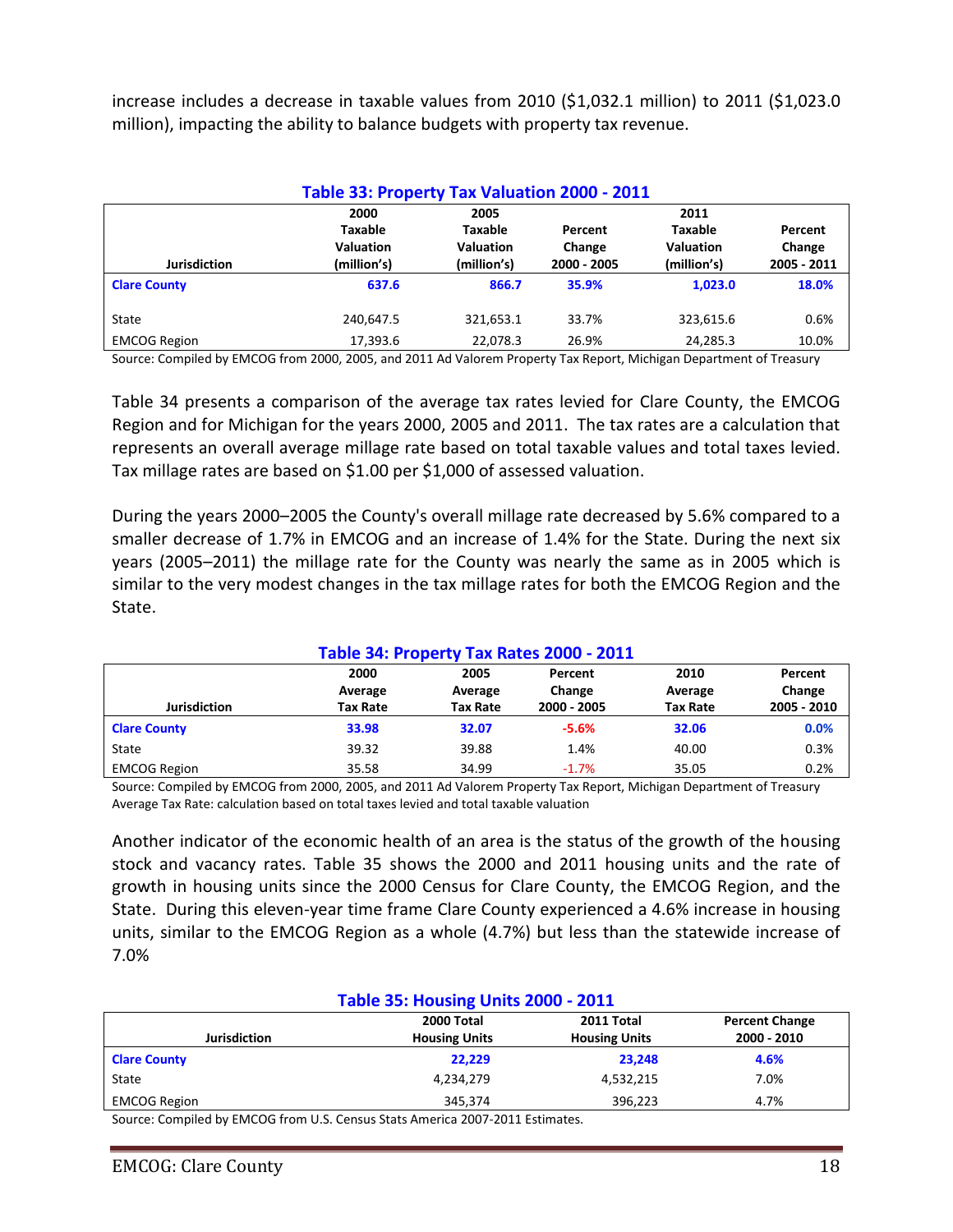increase includes a decrease in taxable values from 2010 ($1,032.1 million) to 2011 ($1,023.0 million), impacting the ability to balance budgets with property tax revenue.

**Table 33: Property Tax Valuation 2000 - 2011**

| Jurisdiction | 2000 Taxable Valuation (million's) | 2005 Taxable Valuation (million's) | Percent Change 2000 - 2005 | 2011 Taxable Valuation (million's) | Percent Change 2005 - 2011 |
|---|---|---|---|---|---|
| **Clare County** | **637.6** | **866.7** | **35.9%** | **1,023.0** | **18.0%** |
| State | 240,647.5 | 321,653.1 | 33.7% | 323,615.6 | 0.6% |
| EMCOG Region | 17,393.6 | 22,078.3 | 26.9% | 24,285.3 | 10.0% |

Source: Compiled by EMCOG from 2000, 2005, and 2011 Ad Valorem Property Tax Report, Michigan Department of Treasury

Table 34 presents a comparison of the average tax rates levied for Clare County, the EMCOG Region and for Michigan for the years 2000, 2005 and 2011. The tax rates are a calculation that represents an overall average millage rate based on total taxable values and total taxes levied. Tax millage rates are based on $1.00 per $1,000 of assessed valuation.

During the years 2000–2005 the County's overall millage rate decreased by 5.6% compared to a smaller decrease of 1.7% in EMCOG and an increase of 1.4% for the State. During the next six years (2005–2011) the millage rate for the County was nearly the same as in 2005 which is similar to the very modest changes in the tax millage rates for both the EMCOG Region and the State.

**Table 34: Property Tax Rates 2000 - 2011**

| Jurisdiction | 2000 Average Tax Rate | 2005 Average Tax Rate | Percent Change 2000 - 2005 | 2010 Average Tax Rate | Percent Change 2005 - 2010 |
|---|---|---|---|---|---|
| **Clare County** | **33.98** | **32.07** | **-5.6%** | **32.06** | **0.0%** |
| State | 39.32 | 39.88 | 1.4% | 40.00 | 0.3% |
| EMCOG Region | 35.58 | 34.99 | -1.7% | 35.05 | 0.2% |

Source: Compiled by EMCOG from 2000, 2005, and 2011 Ad Valorem Property Tax Report, Michigan Department of Treasury
Average Tax Rate: calculation based on total taxes levied and total taxable valuation

Another indicator of the economic health of an area is the status of the growth of the housing stock and vacancy rates. Table 35 shows the 2000 and 2011 housing units and the rate of growth in housing units since the 2000 Census for Clare County, the EMCOG Region, and the State. During this eleven-year time frame Clare County experienced a 4.6% increase in housing units, similar to the EMCOG Region as a whole (4.7%) but less than the statewide increase of 7.0%

**Table 35: Housing Units 2000 - 2011**

| Jurisdiction | 2000 Total Housing Units | 2011 Total Housing Units | Percent Change 2000 - 2010 |
|---|---|---|---|
| **Clare County** | **22,229** | **23,248** | **4.6%** |
| State | 4,234,279 | 4,532,215 | 7.0% |
| EMCOG Region | 345,374 | 396,223 | 4.7% |

Source: Compiled by EMCOG from U.S. Census Stats America 2007-2011 Estimates.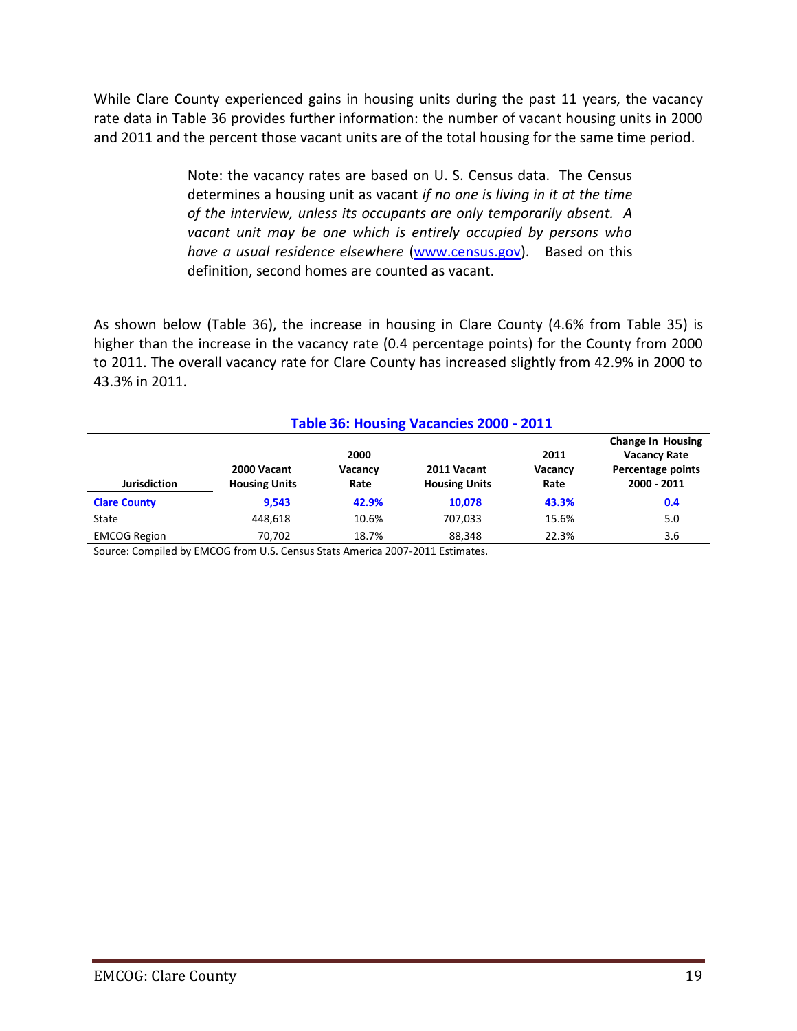While Clare County experienced gains in housing units during the past 11 years, the vacancy rate data in Table 36 provides further information: the number of vacant housing units in 2000 and 2011 and the percent those vacant units are of the total housing for the same time period.

> Note: the vacancy rates are based on U. S. Census data. The Census determines a housing unit as vacant *if no one is living in it at the time of the interview, unless its occupants are only temporarily absent. A vacant unit may be one which is entirely occupied by persons who have a usual residence elsewhere* (www.census.gov). Based on this definition, second homes are counted as vacant.

As shown below (Table 36), the increase in housing in Clare County (4.6% from Table 35) is higher than the increase in the vacancy rate (0.4 percentage points) for the County from 2000 to 2011. The overall vacancy rate for Clare County has increased slightly from 42.9% in 2000 to 43.3% in 2011.

**Table 36: Housing Vacancies 2000 - 2011**

| Jurisdiction | 2000 Vacant Housing Units | 2000 Vacancy Rate | 2011 Vacant Housing Units | 2011 Vacancy Rate | Change In Housing Vacancy Rate Percentage points 2000 - 2011 |
|---|---|---|---|---|---|
| **Clare County** | **9,543** | **42.9%** | **10,078** | **43.3%** | **0.4** |
| State | 448,618 | 10.6% | 707,033 | 15.6% | 5.0 |
| EMCOG Region | 70,702 | 18.7% | 88,348 | 22.3% | 3.6 |

Source: Compiled by EMCOG from U.S. Census Stats America 2007-2011 Estimates.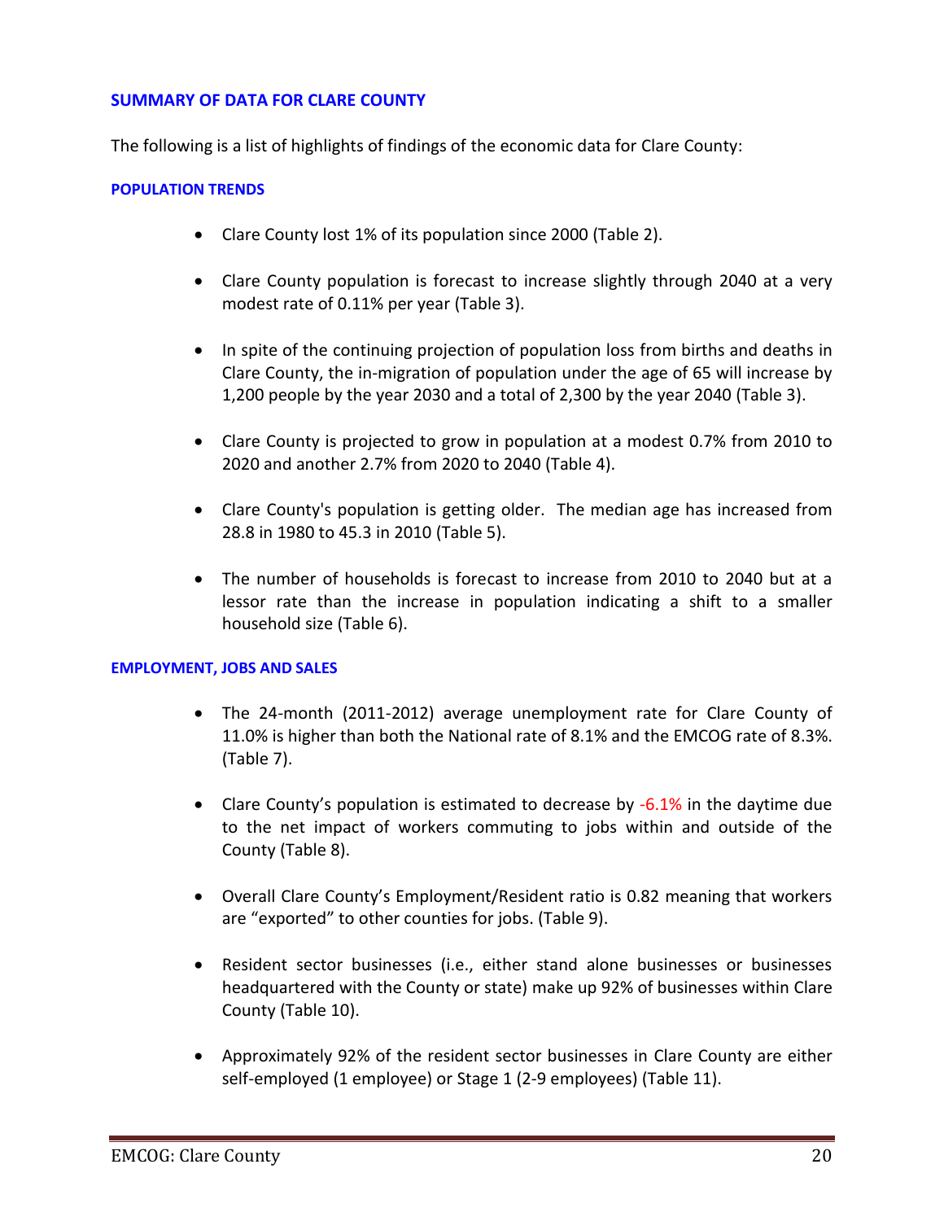## SUMMARY OF DATA FOR CLARE COUNTY

The following is a list of highlights of findings of the economic data for Clare County:

### POPULATION TRENDS

- Clare County lost 1% of its population since 2000 (Table 2).
- Clare County population is forecast to increase slightly through 2040 at a very modest rate of 0.11% per year (Table 3).
- In spite of the continuing projection of population loss from births and deaths in Clare County, the in-migration of population under the age of 65 will increase by 1,200 people by the year 2030 and a total of 2,300 by the year 2040 (Table 3).
- Clare County is projected to grow in population at a modest 0.7% from 2010 to 2020 and another 2.7% from 2020 to 2040 (Table 4).
- Clare County's population is getting older. The median age has increased from 28.8 in 1980 to 45.3 in 2010 (Table 5).
- The number of households is forecast to increase from 2010 to 2040 but at a lessor rate than the increase in population indicating a shift to a smaller household size (Table 6).

### EMPLOYMENT, JOBS AND SALES

- The 24-month (2011-2012) average unemployment rate for Clare County of 11.0% is higher than both the National rate of 8.1% and the EMCOG rate of 8.3%. (Table 7).
- Clare County's population is estimated to decrease by -6.1% in the daytime due to the net impact of workers commuting to jobs within and outside of the County (Table 8).
- Overall Clare County's Employment/Resident ratio is 0.82 meaning that workers are "exported" to other counties for jobs. (Table 9).
- Resident sector businesses (i.e., either stand alone businesses or businesses headquartered with the County or state) make up 92% of businesses within Clare County (Table 10).
- Approximately 92% of the resident sector businesses in Clare County are either self-employed (1 employee) or Stage 1 (2-9 employees) (Table 11).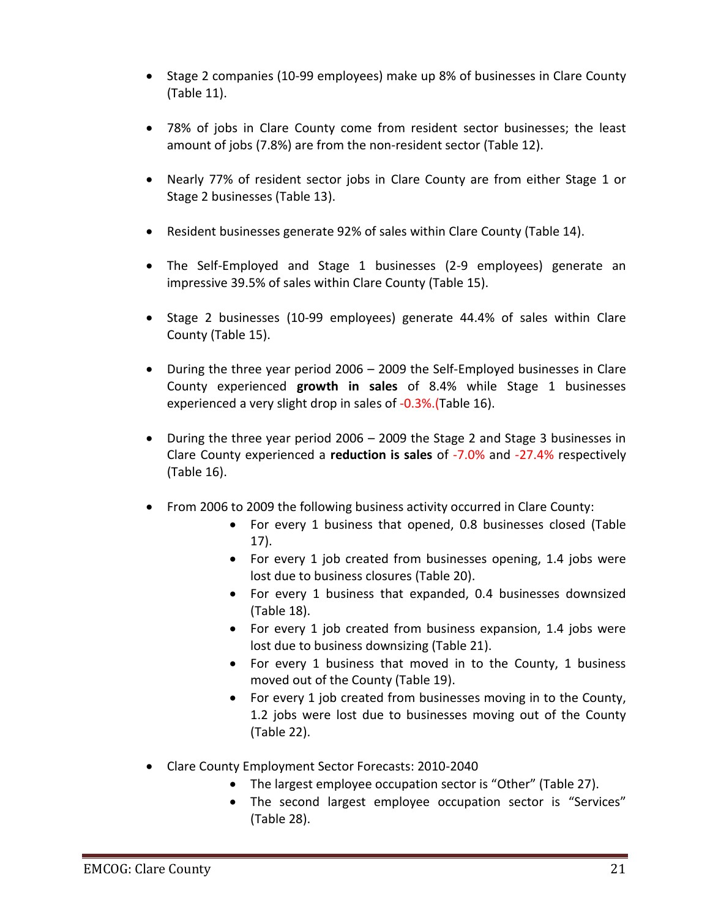- Stage 2 companies (10-99 employees) make up 8% of businesses in Clare County (Table 11).

- 78% of jobs in Clare County come from resident sector businesses; the least amount of jobs (7.8%) are from the non-resident sector (Table 12).

- Nearly 77% of resident sector jobs in Clare County are from either Stage 1 or Stage 2 businesses (Table 13).

- Resident businesses generate 92% of sales within Clare County (Table 14).

- The Self-Employed and Stage 1 businesses (2-9 employees) generate an impressive 39.5% of sales within Clare County (Table 15).

- Stage 2 businesses (10-99 employees) generate 44.4% of sales within Clare County (Table 15).

- During the three year period 2006 – 2009 the Self-Employed businesses in Clare County experienced **growth in sales** of 8.4% while Stage 1 businesses experienced a very slight drop in sales of -0.3%.(Table 16).

- During the three year period 2006 – 2009 the Stage 2 and Stage 3 businesses in Clare County experienced a **reduction is sales** of -7.0% and -27.4% respectively (Table 16).

- From 2006 to 2009 the following business activity occurred in Clare County:
  - For every 1 business that opened, 0.8 businesses closed (Table 17).
  - For every 1 job created from businesses opening, 1.4 jobs were lost due to business closures (Table 20).
  - For every 1 business that expanded, 0.4 businesses downsized (Table 18).
  - For every 1 job created from business expansion, 1.4 jobs were lost due to business downsizing (Table 21).
  - For every 1 business that moved in to the County, 1 business moved out of the County (Table 19).
  - For every 1 job created from businesses moving in to the County, 1.2 jobs were lost due to businesses moving out of the County (Table 22).

- Clare County Employment Sector Forecasts: 2010-2040
  - The largest employee occupation sector is "Other" (Table 27).
  - The second largest employee occupation sector is "Services" (Table 28).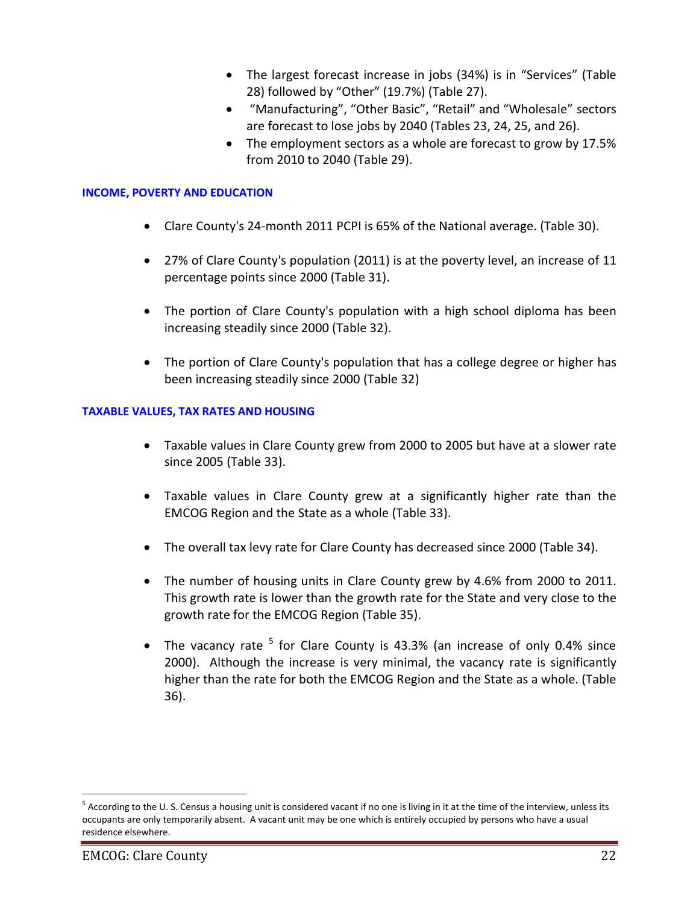- The largest forecast increase in jobs (34%) is in "Services" (Table 28) followed by "Other" (19.7%) (Table 27).
- "Manufacturing", "Other Basic", "Retail" and "Wholesale" sectors are forecast to lose jobs by 2040 (Tables 23, 24, 25, and 26).
- The employment sectors as a whole are forecast to grow by 17.5% from 2010 to 2040 (Table 29).

### INCOME, POVERTY AND EDUCATION

- Clare County's 24-month 2011 PCPI is 65% of the National average. (Table 30).
- 27% of Clare County's population (2011) is at the poverty level, an increase of 11 percentage points since 2000 (Table 31).
- The portion of Clare County's population with a high school diploma has been increasing steadily since 2000 (Table 32).
- The portion of Clare County's population that has a college degree or higher has been increasing steadily since 2000 (Table 32)

### TAXABLE VALUES, TAX RATES AND HOUSING

- Taxable values in Clare County grew from 2000 to 2005 but have at a slower rate since 2005 (Table 33).
- Taxable values in Clare County grew at a significantly higher rate than the EMCOG Region and the State as a whole (Table 33).
- The overall tax levy rate for Clare County has decreased since 2000 (Table 34).
- The number of housing units in Clare County grew by 4.6% from 2000 to 2011. This growth rate is lower than the growth rate for the State and very close to the growth rate for the EMCOG Region (Table 35).
- The vacancy rate [5] for Clare County is 43.3% (an increase of only 0.4% since 2000). Although the increase is very minimal, the vacancy rate is significantly higher than the rate for both the EMCOG Region and the State as a whole. (Table 36).

[5] According to the U. S. Census a housing unit is considered vacant if no one is living in it at the time of the interview, unless its occupants are only temporarily absent. A vacant unit may be one which is entirely occupied by persons who have a usual residence elsewhere.